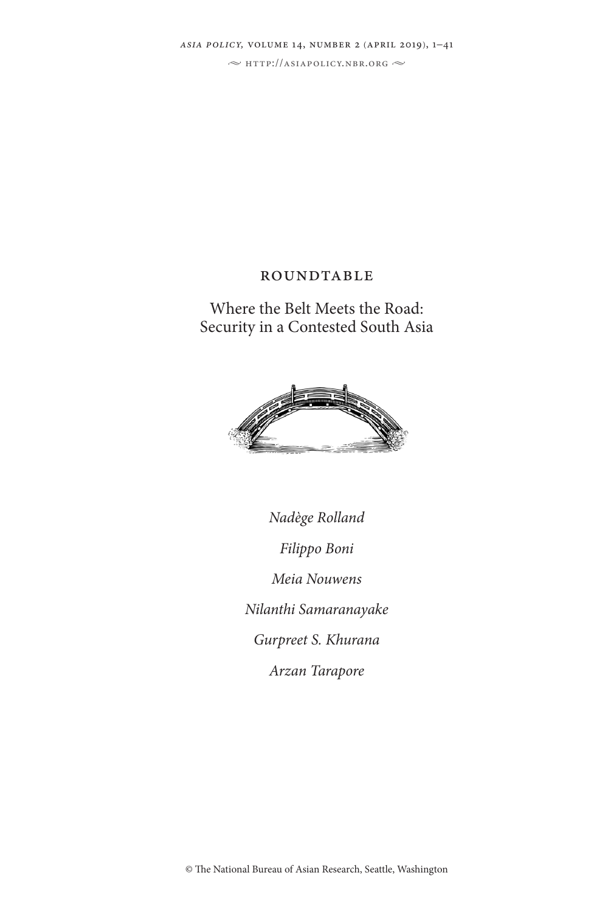ROUNDTABLE

# Where the Belt Meets the Road: Security in a Contested South Asia

*Nadège Rolland*

*Filippo Boni*

*Meia Nouwens*

*Nilanthi Samaranayake*

*Gurpreet S. Khurana*

*Arzan Tarapore*

© The National Bureau of Asian Research, Seattle, Washington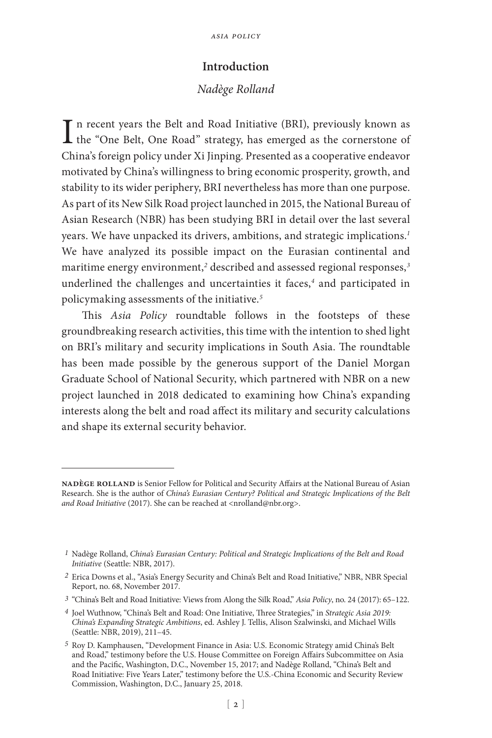## Introduction

*Nadège Rolland*

In recent years the Belt and Road Initiative (BRI), previously known as the "One Belt, One Road" strategy, has emerged as the cornerstone of China's foreign policy under Xi Jinping. Presented as a cooperative endeavor motivated by China's willingness to bring economic prosperity, growth, and stability to its wider periphery, BRI nevertheless has more than one purpose. As part of its New Silk Road project launched in 2015, the National Bureau of Asian Research (NBR) has been studying BRI in detail over the last several years. We have unpacked its drivers, ambitions, and strategic implications.[1] We have analyzed its possible impact on the Eurasian continental and maritime energy environment,[2] described and assessed regional responses,[3] underlined the challenges and uncertainties it faces,[4] and participated in policymaking assessments of the initiative.[5]

This *Asia Policy* roundtable follows in the footsteps of these groundbreaking research activities, this time with the intention to shed light on BRI's military and security implications in South Asia. The roundtable has been made possible by the generous support of the Daniel Morgan Graduate School of National Security, which partnered with NBR on a new project launched in 2018 dedicated to examining how China's expanding interests along the belt and road affect its military and security calculations and shape its external security behavior.

---

**NADÈGE ROLLAND** is Senior Fellow for Political and Security Affairs at the National Bureau of Asian Research. She is the author of *China's Eurasian Century? Political and Strategic Implications of the Belt and Road Initiative* (2017). She can be reached at <nrolland@nbr.org>.

1 Nadège Rolland, *China's Eurasian Century: Political and Strategic Implications of the Belt and Road Initiative* (Seattle: NBR, 2017).

2 Erica Downs et al., "Asia's Energy Security and China's Belt and Road Initiative," NBR, NBR Special Report, no. 68, November 2017.

3 "China's Belt and Road Initiative: Views from Along the Silk Road," *Asia Policy*, no. 24 (2017): 65–122.

4 Joel Wuthnow, "China's Belt and Road: One Initiative, Three Strategies," in *Strategic Asia 2019: China's Expanding Strategic Ambitions*, ed. Ashley J. Tellis, Alison Szalwinski, and Michael Wills (Seattle: NBR, 2019), 211–45.

5 Roy D. Kamphausen, "Development Finance in Asia: U.S. Economic Strategy amid China's Belt and Road," testimony before the U.S. House Committee on Foreign Affairs Subcommittee on Asia and the Pacific, Washington, D.C., November 15, 2017; and Nadège Rolland, "China's Belt and Road Initiative: Five Years Later," testimony before the U.S.-China Economic and Security Review Commission, Washington, D.C., January 25, 2018.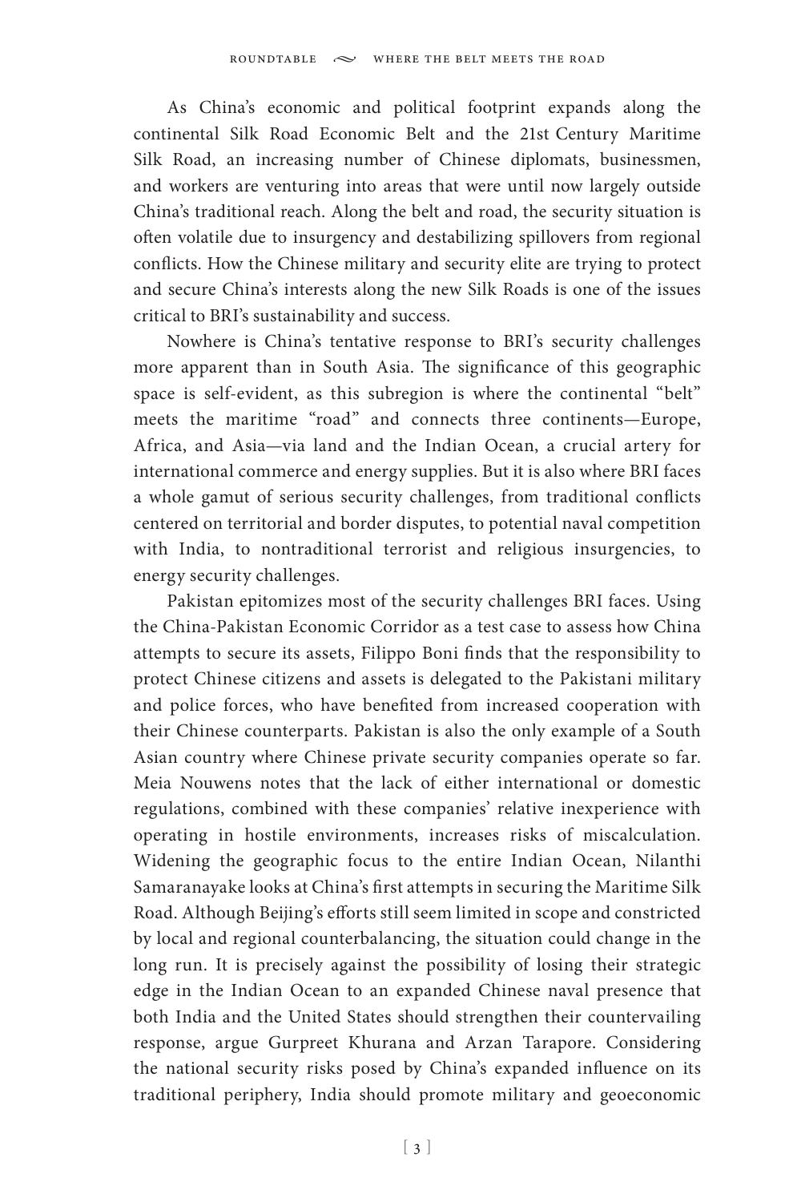As China's economic and political footprint expands along the continental Silk Road Economic Belt and the 21st Century Maritime Silk Road, an increasing number of Chinese diplomats, businessmen, and workers are venturing into areas that were until now largely outside China's traditional reach. Along the belt and road, the security situation is often volatile due to insurgency and destabilizing spillovers from regional conflicts. How the Chinese military and security elite are trying to protect and secure China's interests along the new Silk Roads is one of the issues critical to BRI's sustainability and success.

Nowhere is China's tentative response to BRI's security challenges more apparent than in South Asia. The significance of this geographic space is self-evident, as this subregion is where the continental "belt" meets the maritime "road" and connects three continents—Europe, Africa, and Asia—via land and the Indian Ocean, a crucial artery for international commerce and energy supplies. But it is also where BRI faces a whole gamut of serious security challenges, from traditional conflicts centered on territorial and border disputes, to potential naval competition with India, to nontraditional terrorist and religious insurgencies, to energy security challenges.

Pakistan epitomizes most of the security challenges BRI faces. Using the China-Pakistan Economic Corridor as a test case to assess how China attempts to secure its assets, Filippo Boni finds that the responsibility to protect Chinese citizens and assets is delegated to the Pakistani military and police forces, who have benefited from increased cooperation with their Chinese counterparts. Pakistan is also the only example of a South Asian country where Chinese private security companies operate so far. Meia Nouwens notes that the lack of either international or domestic regulations, combined with these companies' relative inexperience with operating in hostile environments, increases risks of miscalculation. Widening the geographic focus to the entire Indian Ocean, Nilanthi Samaranayake looks at China's first attempts in securing the Maritime Silk Road. Although Beijing's efforts still seem limited in scope and constricted by local and regional counterbalancing, the situation could change in the long run. It is precisely against the possibility of losing their strategic edge in the Indian Ocean to an expanded Chinese naval presence that both India and the United States should strengthen their countervailing response, argue Gurpreet Khurana and Arzan Tarapore. Considering the national security risks posed by China's expanded influence on its traditional periphery, India should promote military and geoeconomic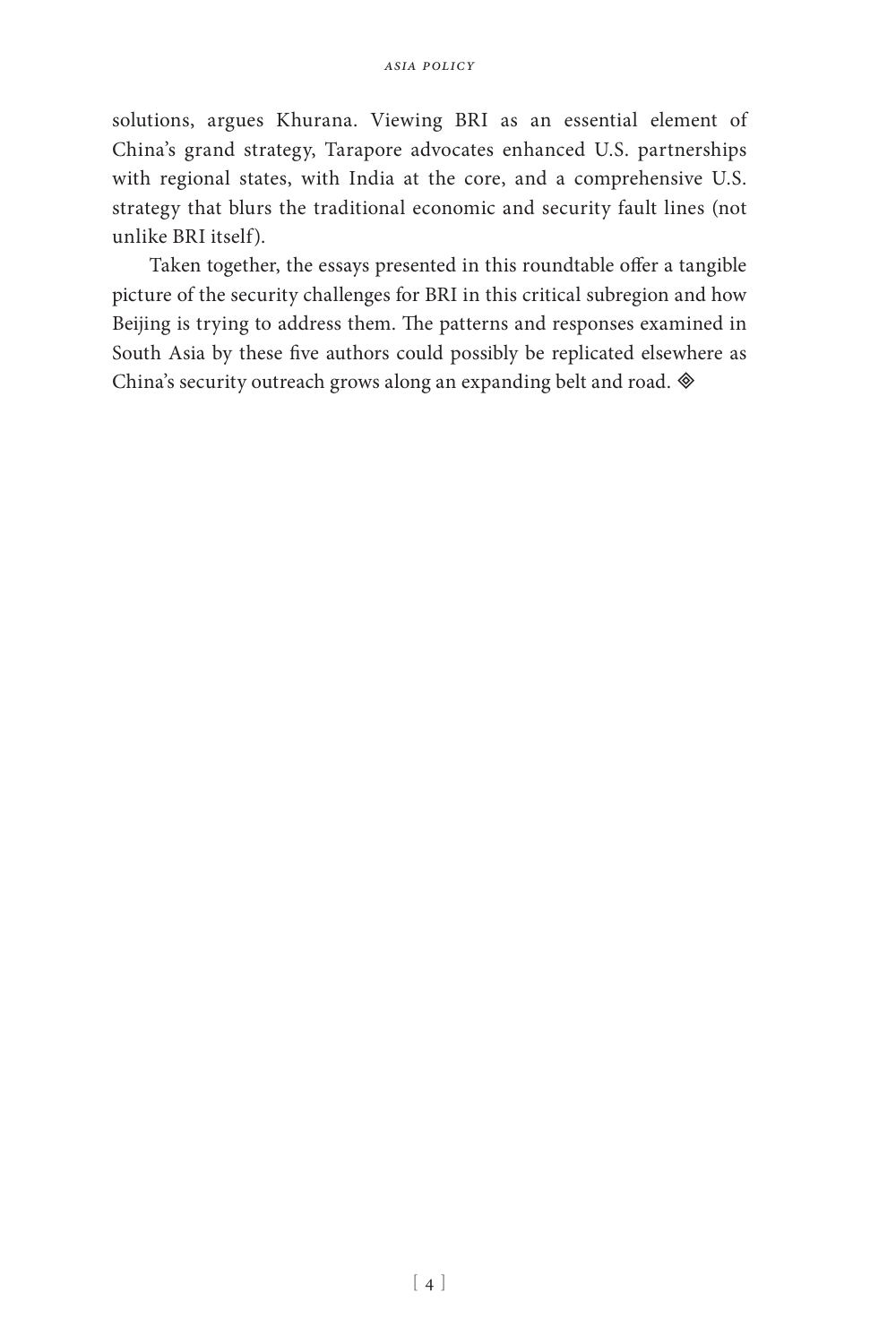solutions, argues Khurana. Viewing BRI as an essential element of China's grand strategy, Tarapore advocates enhanced U.S. partnerships with regional states, with India at the core, and a comprehensive U.S. strategy that blurs the traditional economic and security fault lines (not unlike BRI itself).

Taken together, the essays presented in this roundtable offer a tangible picture of the security challenges for BRI in this critical subregion and how Beijing is trying to address them. The patterns and responses examined in South Asia by these five authors could possibly be replicated elsewhere as China's security outreach grows along an expanding belt and road. ◈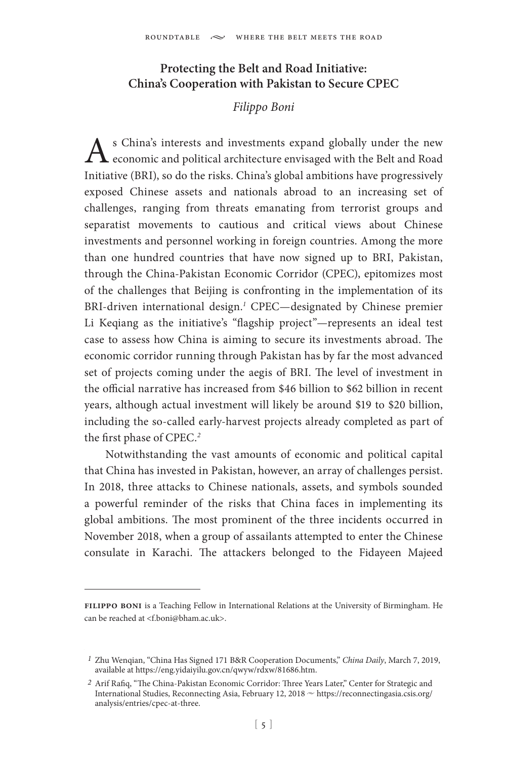## Protecting the Belt and Road Initiative: China's Cooperation with Pakistan to Secure CPEC

*Filippo Boni*

As China's interests and investments expand globally under the new economic and political architecture envisaged with the Belt and Road Initiative (BRI), so do the risks. China's global ambitions have progressively exposed Chinese assets and nationals abroad to an increasing set of challenges, ranging from threats emanating from terrorist groups and separatist movements to cautious and critical views about Chinese investments and personnel working in foreign countries. Among the more than one hundred countries that have now signed up to BRI, Pakistan, through the China-Pakistan Economic Corridor (CPEC), epitomizes most of the challenges that Beijing is confronting in the implementation of its BRI-driven international design.[1] CPEC—designated by Chinese premier Li Keqiang as the initiative's "flagship project"—represents an ideal test case to assess how China is aiming to secure its investments abroad. The economic corridor running through Pakistan has by far the most advanced set of projects coming under the aegis of BRI. The level of investment in the official narrative has increased from $46 billion to $62 billion in recent years, although actual investment will likely be around $19 to $20 billion, including the so-called early-harvest projects already completed as part of the first phase of CPEC.[2]

Notwithstanding the vast amounts of economic and political capital that China has invested in Pakistan, however, an array of challenges persist. In 2018, three attacks to Chinese nationals, assets, and symbols sounded a powerful reminder of the risks that China faces in implementing its global ambitions. The most prominent of the three incidents occurred in November 2018, when a group of assailants attempted to enter the Chinese consulate in Karachi. The attackers belonged to the Fidayeen Majeed

---

**Filippo Boni** is a Teaching Fellow in International Relations at the University of Birmingham. He can be reached at <f.boni@bham.ac.uk>.

[1] Zhu Wenqian, "China Has Signed 171 B&R Cooperation Documents," *China Daily*, March 7, 2019, available at https://eng.yidaiyilu.gov.cn/qwyw/rdxw/81686.htm.

[2] Arif Rafiq, "The China-Pakistan Economic Corridor: Three Years Later," Center for Strategic and International Studies, Reconnecting Asia, February 12, 2018 ~ https://reconnectingasia.csis.org/analysis/entries/cpec-at-three.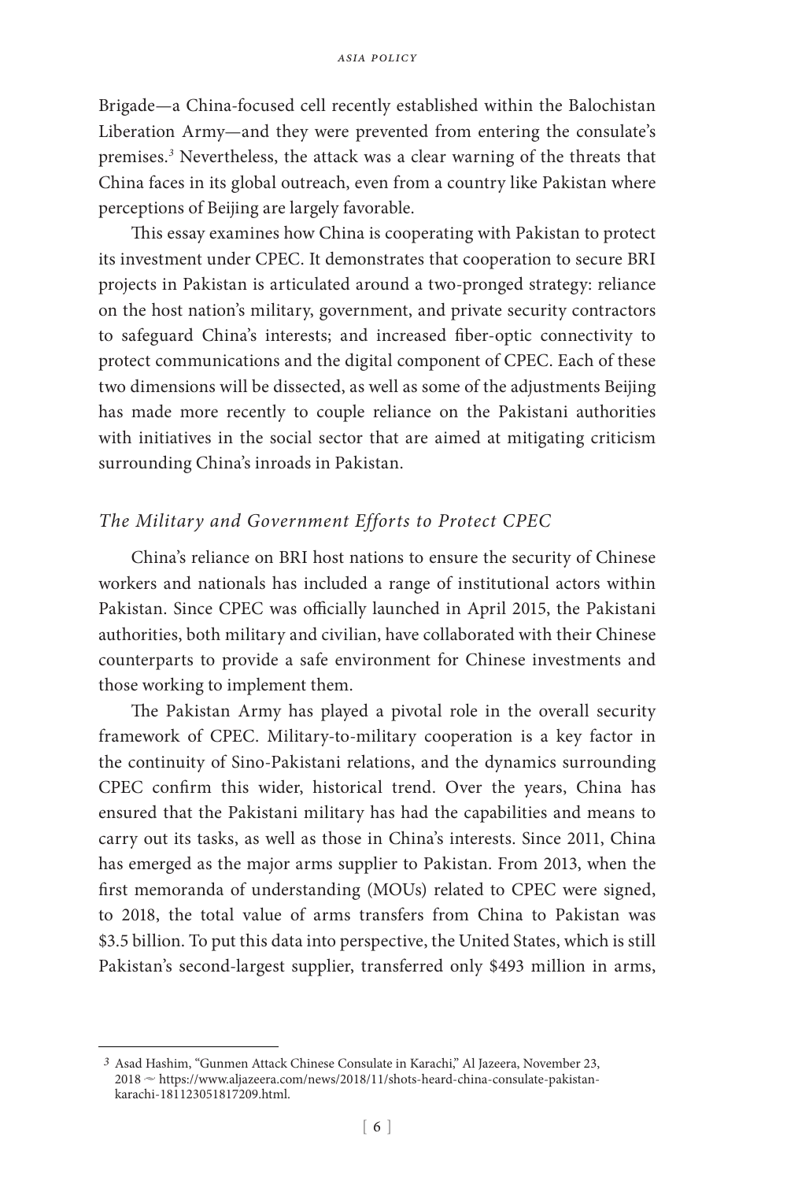Brigade—a China-focused cell recently established within the Balochistan Liberation Army—and they were prevented from entering the consulate's premises.[3] Nevertheless, the attack was a clear warning of the threats that China faces in its global outreach, even from a country like Pakistan where perceptions of Beijing are largely favorable.

This essay examines how China is cooperating with Pakistan to protect its investment under CPEC. It demonstrates that cooperation to secure BRI projects in Pakistan is articulated around a two-pronged strategy: reliance on the host nation's military, government, and private security contractors to safeguard China's interests; and increased fiber-optic connectivity to protect communications and the digital component of CPEC. Each of these two dimensions will be dissected, as well as some of the adjustments Beijing has made more recently to couple reliance on the Pakistani authorities with initiatives in the social sector that are aimed at mitigating criticism surrounding China's inroads in Pakistan.

## *The Military and Government Efforts to Protect CPEC*

China's reliance on BRI host nations to ensure the security of Chinese workers and nationals has included a range of institutional actors within Pakistan. Since CPEC was officially launched in April 2015, the Pakistani authorities, both military and civilian, have collaborated with their Chinese counterparts to provide a safe environment for Chinese investments and those working to implement them.

The Pakistan Army has played a pivotal role in the overall security framework of CPEC. Military-to-military cooperation is a key factor in the continuity of Sino-Pakistani relations, and the dynamics surrounding CPEC confirm this wider, historical trend. Over the years, China has ensured that the Pakistani military has had the capabilities and means to carry out its tasks, as well as those in China's interests. Since 2011, China has emerged as the major arms supplier to Pakistan. From 2013, when the first memoranda of understanding (MOUs) related to CPEC were signed, to 2018, the total value of arms transfers from China to Pakistan was \$3.5 billion. To put this data into perspective, the United States, which is still Pakistan's second-largest supplier, transferred only \$493 million in arms,

---

[3] Asad Hashim, "Gunmen Attack Chinese Consulate in Karachi," Al Jazeera, November 23, 2018 ~ https://www.aljazeera.com/news/2018/11/shots-heard-china-consulate-pakistan-karachi-181123051817209.html.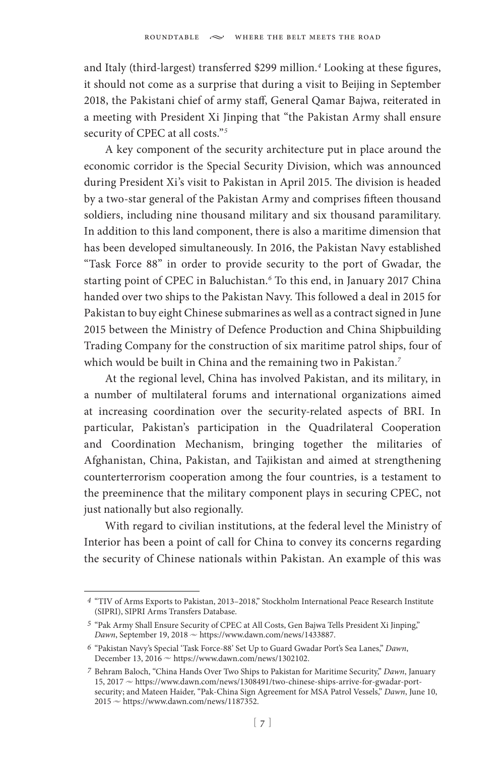and Italy (third-largest) transferred $299 million.[4] Looking at these figures, it should not come as a surprise that during a visit to Beijing in September 2018, the Pakistani chief of army staff, General Qamar Bajwa, reiterated in a meeting with President Xi Jinping that "the Pakistan Army shall ensure security of CPEC at all costs."[5]

A key component of the security architecture put in place around the economic corridor is the Special Security Division, which was announced during President Xi's visit to Pakistan in April 2015. The division is headed by a two-star general of the Pakistan Army and comprises fifteen thousand soldiers, including nine thousand military and six thousand paramilitary. In addition to this land component, there is also a maritime dimension that has been developed simultaneously. In 2016, the Pakistan Navy established "Task Force 88" in order to provide security to the port of Gwadar, the starting point of CPEC in Baluchistan.[6] To this end, in January 2017 China handed over two ships to the Pakistan Navy. This followed a deal in 2015 for Pakistan to buy eight Chinese submarines as well as a contract signed in June 2015 between the Ministry of Defence Production and China Shipbuilding Trading Company for the construction of six maritime patrol ships, four of which would be built in China and the remaining two in Pakistan.[7]

At the regional level, China has involved Pakistan, and its military, in a number of multilateral forums and international organizations aimed at increasing coordination over the security-related aspects of BRI. In particular, Pakistan's participation in the Quadrilateral Cooperation and Coordination Mechanism, bringing together the militaries of Afghanistan, China, Pakistan, and Tajikistan and aimed at strengthening counterterrorism cooperation among the four countries, is a testament to the preeminence that the military component plays in securing CPEC, not just nationally but also regionally.

With regard to civilian institutions, at the federal level the Ministry of Interior has been a point of call for China to convey its concerns regarding the security of Chinese nationals within Pakistan. An example of this was

---

4 "TIV of Arms Exports to Pakistan, 2013–2018," Stockholm International Peace Research Institute (SIPRI), SIPRI Arms Transfers Database.

5 "Pak Army Shall Ensure Security of CPEC at All Costs, Gen Bajwa Tells President Xi Jinping," *Dawn*, September 19, 2018 ~ https://www.dawn.com/news/1433887.

6 "Pakistan Navy's Special 'Task Force-88' Set Up to Guard Gwadar Port's Sea Lanes," *Dawn*, December 13, 2016 ~ https://www.dawn.com/news/1302102.

7 Behram Baloch, "China Hands Over Two Ships to Pakistan for Maritime Security," *Dawn*, January 15, 2017 ~ https://www.dawn.com/news/1308491/two-chinese-ships-arrive-for-gwadar-port-security; and Mateen Haider, "Pak-China Sign Agreement for MSA Patrol Vessels," *Dawn*, June 10, 2015 ~ https://www.dawn.com/news/1187352.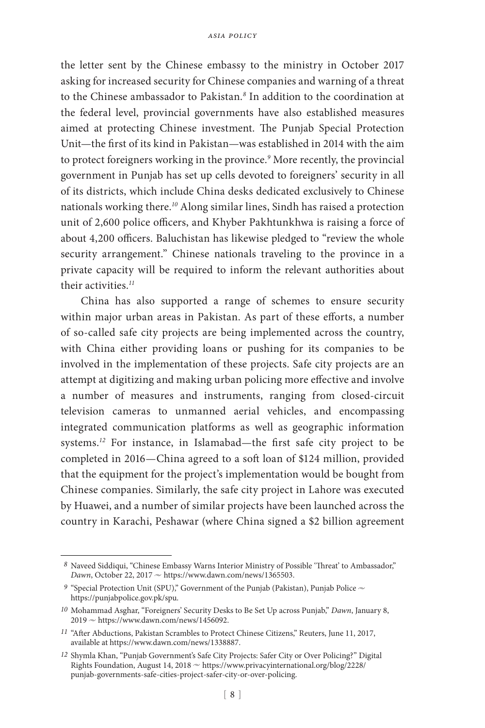the letter sent by the Chinese embassy to the ministry in October 2017 asking for increased security for Chinese companies and warning of a threat to the Chinese ambassador to Pakistan.[8] In addition to the coordination at the federal level, provincial governments have also established measures aimed at protecting Chinese investment. The Punjab Special Protection Unit—the first of its kind in Pakistan—was established in 2014 with the aim to protect foreigners working in the province.[9] More recently, the provincial government in Punjab has set up cells devoted to foreigners' security in all of its districts, which include China desks dedicated exclusively to Chinese nationals working there.[10] Along similar lines, Sindh has raised a protection unit of 2,600 police officers, and Khyber Pakhtunkhwa is raising a force of about 4,200 officers. Baluchistan has likewise pledged to "review the whole security arrangement." Chinese nationals traveling to the province in a private capacity will be required to inform the relevant authorities about their activities.[11]

China has also supported a range of schemes to ensure security within major urban areas in Pakistan. As part of these efforts, a number of so-called safe city projects are being implemented across the country, with China either providing loans or pushing for its companies to be involved in the implementation of these projects. Safe city projects are an attempt at digitizing and making urban policing more effective and involve a number of measures and instruments, ranging from closed-circuit television cameras to unmanned aerial vehicles, and encompassing integrated communication platforms as well as geographic information systems.[12] For instance, in Islamabad—the first safe city project to be completed in 2016—China agreed to a soft loan of $124 million, provided that the equipment for the project's implementation would be bought from Chinese companies. Similarly, the safe city project in Lahore was executed by Huawei, and a number of similar projects have been launched across the country in Karachi, Peshawar (where China signed a $2 billion agreement

---

8 Naveed Siddiqui, "Chinese Embassy Warns Interior Ministry of Possible 'Threat' to Ambassador," *Dawn*, October 22, 2017 ~ https://www.dawn.com/news/1365503.

9 "Special Protection Unit (SPU)," Government of the Punjab (Pakistan), Punjab Police ~ https://punjabpolice.gov.pk/spu.

10 Mohammad Asghar, "Foreigners' Security Desks to Be Set Up across Punjab," *Dawn*, January 8, 2019 ~ https://www.dawn.com/news/1456092.

11 "After Abductions, Pakistan Scrambles to Protect Chinese Citizens," Reuters, June 11, 2017, available at https://www.dawn.com/news/1338887.

12 Shymla Khan, "Punjab Government's Safe City Projects: Safer City or Over Policing?" Digital Rights Foundation, August 14, 2018 ~ https://www.privacyinternational.org/blog/2228/punjab-governments-safe-cities-project-safer-city-or-over-policing.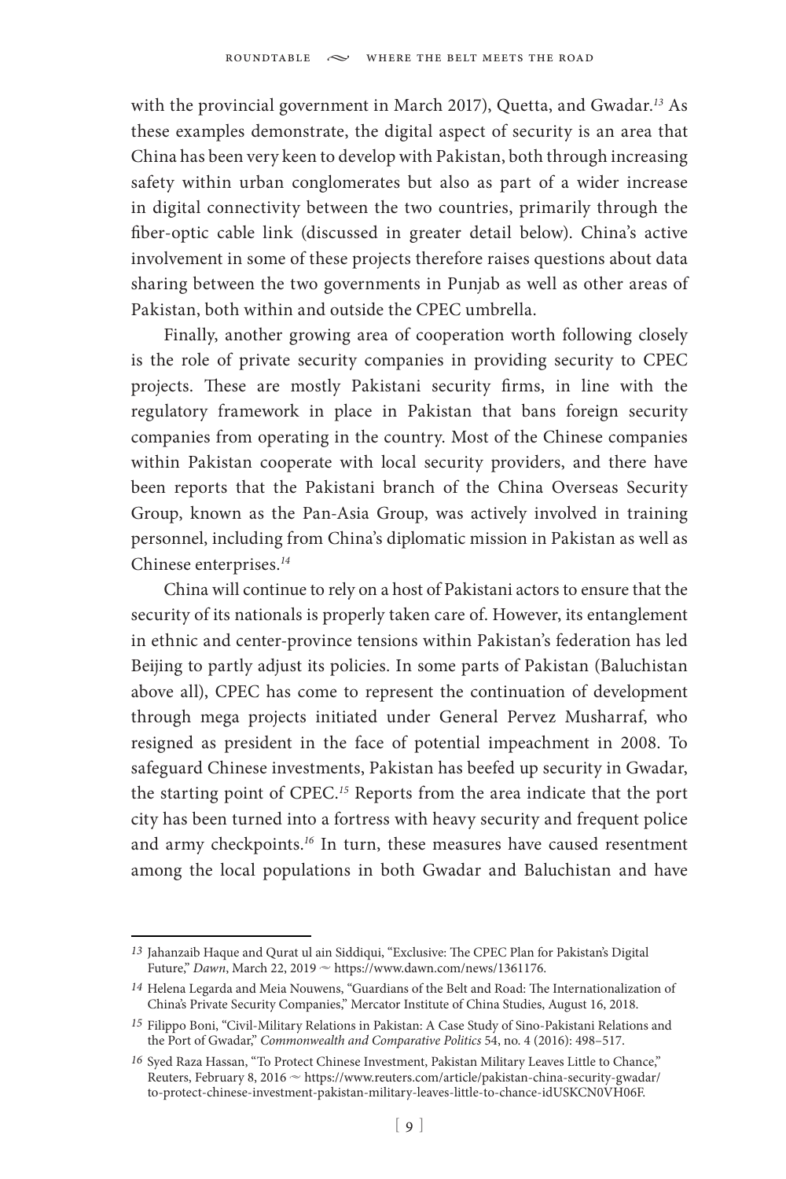with the provincial government in March 2017), Quetta, and Gwadar.[13] As these examples demonstrate, the digital aspect of security is an area that China has been very keen to develop with Pakistan, both through increasing safety within urban conglomerates but also as part of a wider increase in digital connectivity between the two countries, primarily through the fiber-optic cable link (discussed in greater detail below). China's active involvement in some of these projects therefore raises questions about data sharing between the two governments in Punjab as well as other areas of Pakistan, both within and outside the CPEC umbrella.

Finally, another growing area of cooperation worth following closely is the role of private security companies in providing security to CPEC projects. These are mostly Pakistani security firms, in line with the regulatory framework in place in Pakistan that bans foreign security companies from operating in the country. Most of the Chinese companies within Pakistan cooperate with local security providers, and there have been reports that the Pakistani branch of the China Overseas Security Group, known as the Pan-Asia Group, was actively involved in training personnel, including from China's diplomatic mission in Pakistan as well as Chinese enterprises.[14]

China will continue to rely on a host of Pakistani actors to ensure that the security of its nationals is properly taken care of. However, its entanglement in ethnic and center-province tensions within Pakistan's federation has led Beijing to partly adjust its policies. In some parts of Pakistan (Baluchistan above all), CPEC has come to represent the continuation of development through mega projects initiated under General Pervez Musharraf, who resigned as president in the face of potential impeachment in 2008. To safeguard Chinese investments, Pakistan has beefed up security in Gwadar, the starting point of CPEC.[15] Reports from the area indicate that the port city has been turned into a fortress with heavy security and frequent police and army checkpoints.[16] In turn, these measures have caused resentment among the local populations in both Gwadar and Baluchistan and have

---

[13] Jahanzaib Haque and Qurat ul ain Siddiqui, "Exclusive: The CPEC Plan for Pakistan's Digital Future," *Dawn*, March 22, 2019 ~ https://www.dawn.com/news/1361176.

[14] Helena Legarda and Meia Nouwens, "Guardians of the Belt and Road: The Internationalization of China's Private Security Companies," Mercator Institute of China Studies, August 16, 2018.

[15] Filippo Boni, "Civil-Military Relations in Pakistan: A Case Study of Sino-Pakistani Relations and the Port of Gwadar," *Commonwealth and Comparative Politics* 54, no. 4 (2016): 498–517.

[16] Syed Raza Hassan, "To Protect Chinese Investment, Pakistan Military Leaves Little to Chance," Reuters, February 8, 2016 ~ https://www.reuters.com/article/pakistan-china-security-gwadar/to-protect-chinese-investment-pakistan-military-leaves-little-to-chance-idUSKCN0VH06F.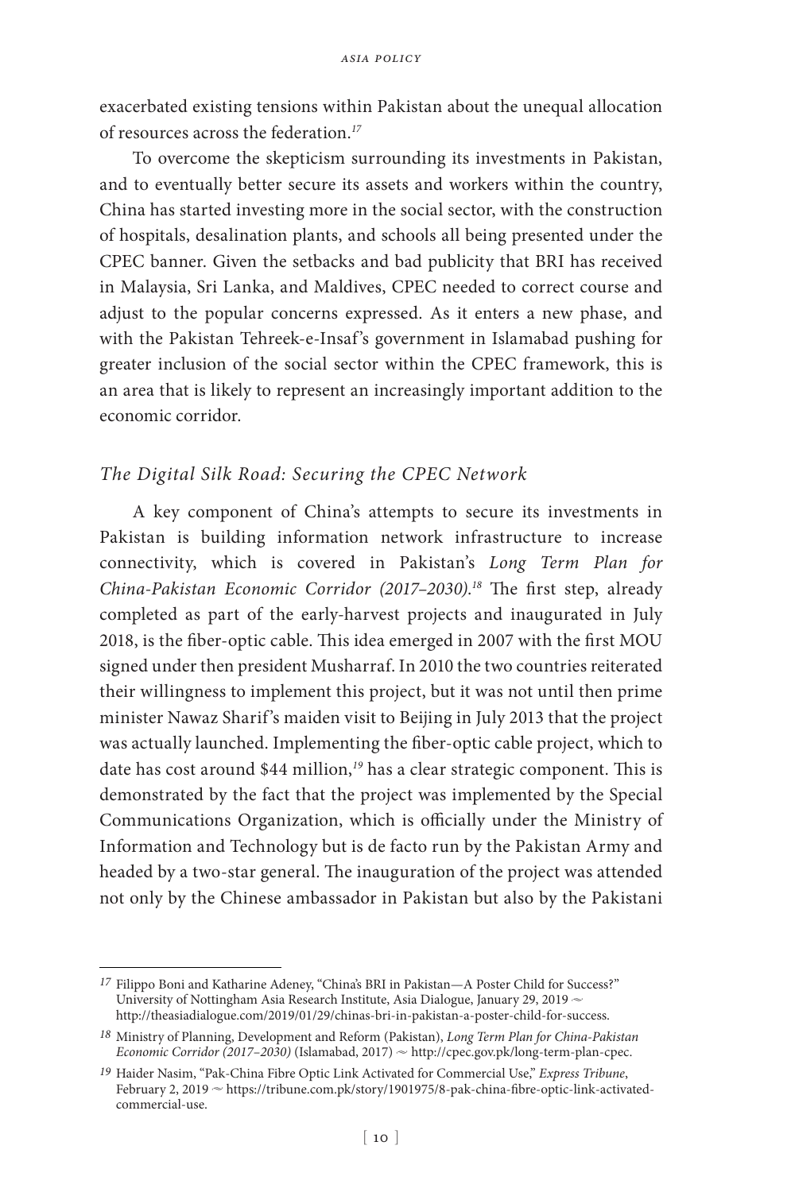exacerbated existing tensions within Pakistan about the unequal allocation of resources across the federation.[17]

To overcome the skepticism surrounding its investments in Pakistan, and to eventually better secure its assets and workers within the country, China has started investing more in the social sector, with the construction of hospitals, desalination plants, and schools all being presented under the CPEC banner. Given the setbacks and bad publicity that BRI has received in Malaysia, Sri Lanka, and Maldives, CPEC needed to correct course and adjust to the popular concerns expressed. As it enters a new phase, and with the Pakistan Tehreek-e-Insaf's government in Islamabad pushing for greater inclusion of the social sector within the CPEC framework, this is an area that is likely to represent an increasingly important addition to the economic corridor.

### *The Digital Silk Road: Securing the CPEC Network*

A key component of China's attempts to secure its investments in Pakistan is building information network infrastructure to increase connectivity, which is covered in Pakistan's *Long Term Plan for China-Pakistan Economic Corridor (2017–2030)*.[18] The first step, already completed as part of the early-harvest projects and inaugurated in July 2018, is the fiber-optic cable. This idea emerged in 2007 with the first MOU signed under then president Musharraf. In 2010 the two countries reiterated their willingness to implement this project, but it was not until then prime minister Nawaz Sharif's maiden visit to Beijing in July 2013 that the project was actually launched. Implementing the fiber-optic cable project, which to date has cost around $44 million,[19] has a clear strategic component. This is demonstrated by the fact that the project was implemented by the Special Communications Organization, which is officially under the Ministry of Information and Technology but is de facto run by the Pakistan Army and headed by a two-star general. The inauguration of the project was attended not only by the Chinese ambassador in Pakistan but also by the Pakistani

---

17 Filippo Boni and Katharine Adeney, "China's BRI in Pakistan—A Poster Child for Success?" University of Nottingham Asia Research Institute, Asia Dialogue, January 29, 2019 ~ http://theasiadialogue.com/2019/01/29/chinas-bri-in-pakistan-a-poster-child-for-success.

18 Ministry of Planning, Development and Reform (Pakistan), *Long Term Plan for China-Pakistan Economic Corridor (2017–2030)* (Islamabad, 2017) ~ http://cpec.gov.pk/long-term-plan-cpec.

19 Haider Nasim, "Pak-China Fibre Optic Link Activated for Commercial Use," *Express Tribune*, February 2, 2019 ~ https://tribune.com.pk/story/1901975/8-pak-china-fibre-optic-link-activated-commercial-use.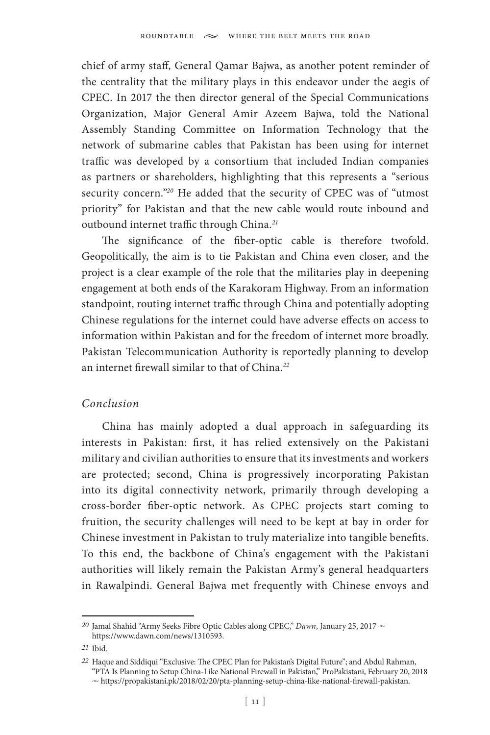chief of army staff, General Qamar Bajwa, as another potent reminder of the centrality that the military plays in this endeavor under the aegis of CPEC. In 2017 the then director general of the Special Communications Organization, Major General Amir Azeem Bajwa, told the National Assembly Standing Committee on Information Technology that the network of submarine cables that Pakistan has been using for internet traffic was developed by a consortium that included Indian companies as partners or shareholders, highlighting that this represents a "serious security concern."[20] He added that the security of CPEC was of "utmost priority" for Pakistan and that the new cable would route inbound and outbound internet traffic through China.[21]

The significance of the fiber-optic cable is therefore twofold. Geopolitically, the aim is to tie Pakistan and China even closer, and the project is a clear example of the role that the militaries play in deepening engagement at both ends of the Karakoram Highway. From an information standpoint, routing internet traffic through China and potentially adopting Chinese regulations for the internet could have adverse effects on access to information within Pakistan and for the freedom of internet more broadly. Pakistan Telecommunication Authority is reportedly planning to develop an internet firewall similar to that of China.[22]

### *Conclusion*

China has mainly adopted a dual approach in safeguarding its interests in Pakistan: first, it has relied extensively on the Pakistani military and civilian authorities to ensure that its investments and workers are protected; second, China is progressively incorporating Pakistan into its digital connectivity network, primarily through developing a cross-border fiber-optic network. As CPEC projects start coming to fruition, the security challenges will need to be kept at bay in order for Chinese investment in Pakistan to truly materialize into tangible benefits. To this end, the backbone of China's engagement with the Pakistani authorities will likely remain the Pakistan Army's general headquarters in Rawalpindi. General Bajwa met frequently with Chinese envoys and

---

20 Jamal Shahid "Army Seeks Fibre Optic Cables along CPEC," *Dawn*, January 25, 2017 ~ https://www.dawn.com/news/1310593.

21 Ibid.

22 Haque and Siddiqui "Exclusive: The CPEC Plan for Pakistan's Digital Future"; and Abdul Rahman, "PTA Is Planning to Setup China-Like National Firewall in Pakistan," ProPakistani, February 20, 2018 ~ https://propakistani.pk/2018/02/20/pta-planning-setup-china-like-national-firewall-pakistan.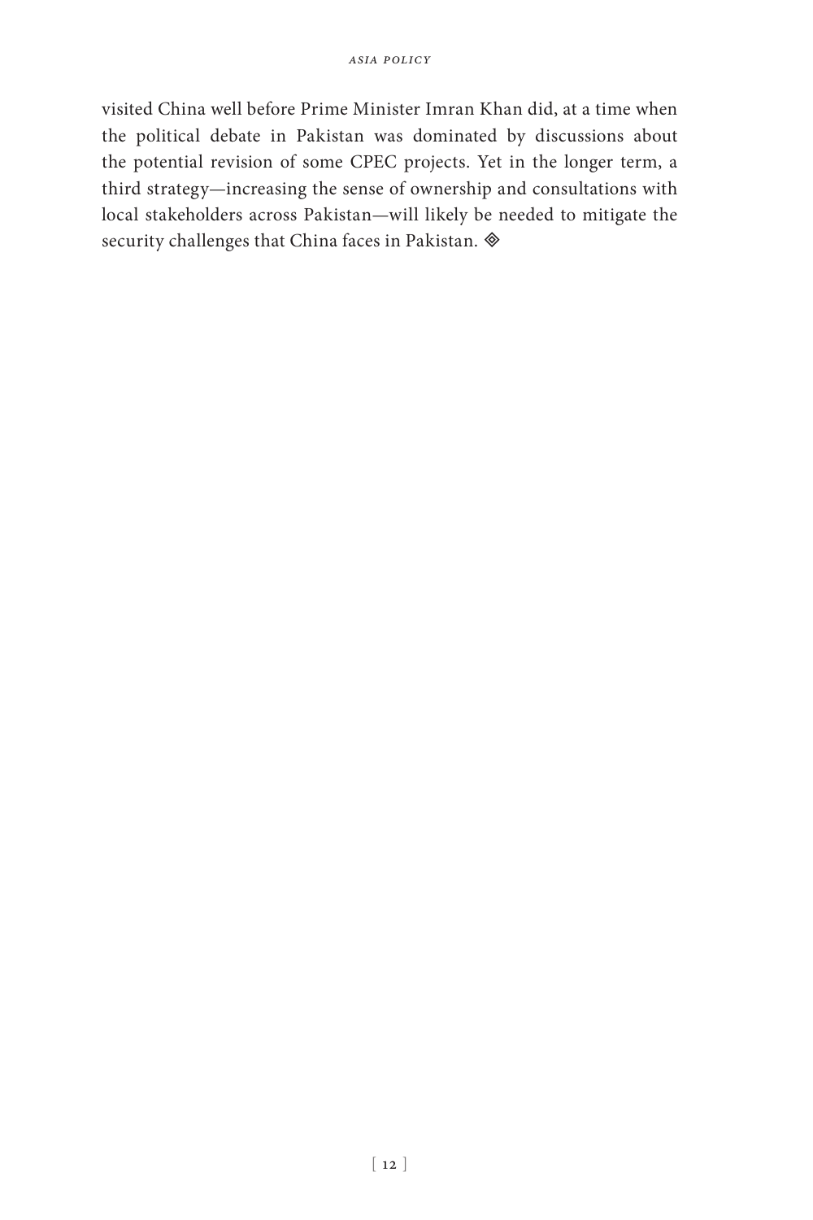visited China well before Prime Minister Imran Khan did, at a time when the political debate in Pakistan was dominated by discussions about the potential revision of some CPEC projects. Yet in the longer term, a third strategy—increasing the sense of ownership and consultations with local stakeholders across Pakistan—will likely be needed to mitigate the security challenges that China faces in Pakistan. ◈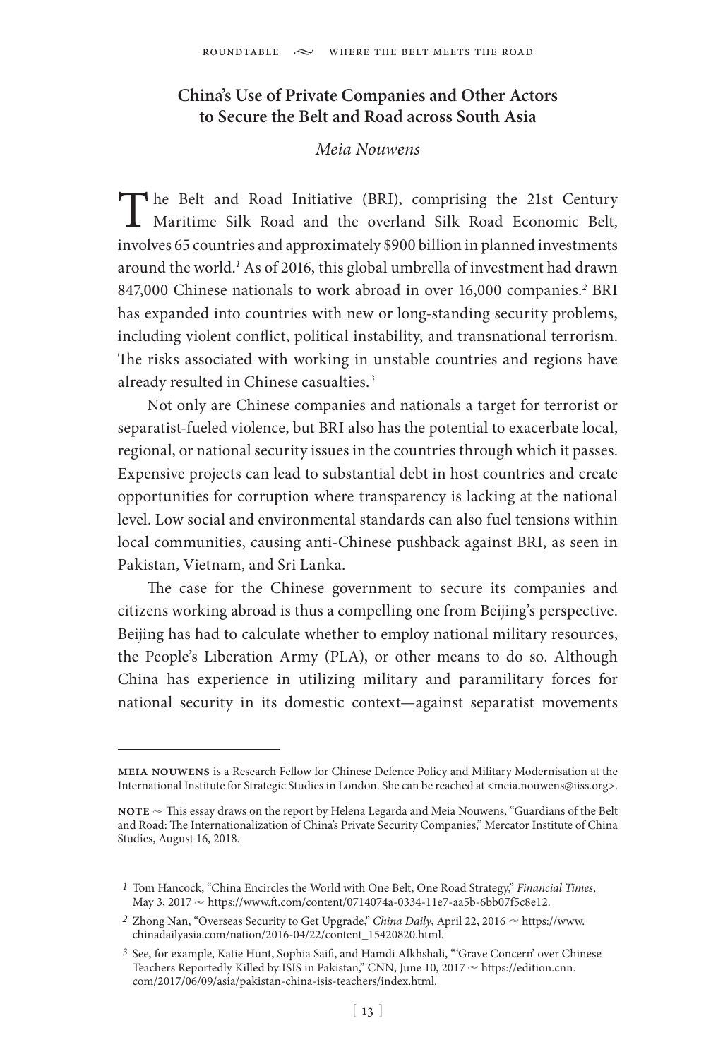## China's Use of Private Companies and Other Actors to Secure the Belt and Road across South Asia

*Meia Nouwens*

The Belt and Road Initiative (BRI), comprising the 21st Century Maritime Silk Road and the overland Silk Road Economic Belt, involves 65 countries and approximately $900 billion in planned investments around the world.[1] As of 2016, this global umbrella of investment had drawn 847,000 Chinese nationals to work abroad in over 16,000 companies.[2] BRI has expanded into countries with new or long-standing security problems, including violent conflict, political instability, and transnational terrorism. The risks associated with working in unstable countries and regions have already resulted in Chinese casualties.[3]

Not only are Chinese companies and nationals a target for terrorist or separatist-fueled violence, but BRI also has the potential to exacerbate local, regional, or national security issues in the countries through which it passes. Expensive projects can lead to substantial debt in host countries and create opportunities for corruption where transparency is lacking at the national level. Low social and environmental standards can also fuel tensions within local communities, causing anti-Chinese pushback against BRI, as seen in Pakistan, Vietnam, and Sri Lanka.

The case for the Chinese government to secure its companies and citizens working abroad is thus a compelling one from Beijing's perspective. Beijing has had to calculate whether to employ national military resources, the People's Liberation Army (PLA), or other means to do so. Although China has experience in utilizing military and paramilitary forces for national security in its domestic context—against separatist movements

---

**Meia Nouwens** is a Research Fellow for Chinese Defence Policy and Military Modernisation at the International Institute for Strategic Studies in London. She can be reached at <meia.nouwens@iiss.org>.

**Note** ~ This essay draws on the report by Helena Legarda and Meia Nouwens, "Guardians of the Belt and Road: The Internationalization of China's Private Security Companies," Mercator Institute of China Studies, August 16, 2018.

1 Tom Hancock, "China Encircles the World with One Belt, One Road Strategy," *Financial Times*, May 3, 2017 ~ https://www.ft.com/content/0714074a-0334-11e7-aa5b-6bb07f5c8e12.

2 Zhong Nan, "Overseas Security to Get Upgrade," *China Daily*, April 22, 2016 ~ https://www.chinadailyasia.com/nation/2016-04/22/content_15420820.html.

3 See, for example, Katie Hunt, Sophia Saifi, and Hamdi Alkhshali, "'Grave Concern' over Chinese Teachers Reportedly Killed by ISIS in Pakistan," CNN, June 10, 2017 ~ https://edition.cnn.com/2017/06/09/asia/pakistan-china-isis-teachers/index.html.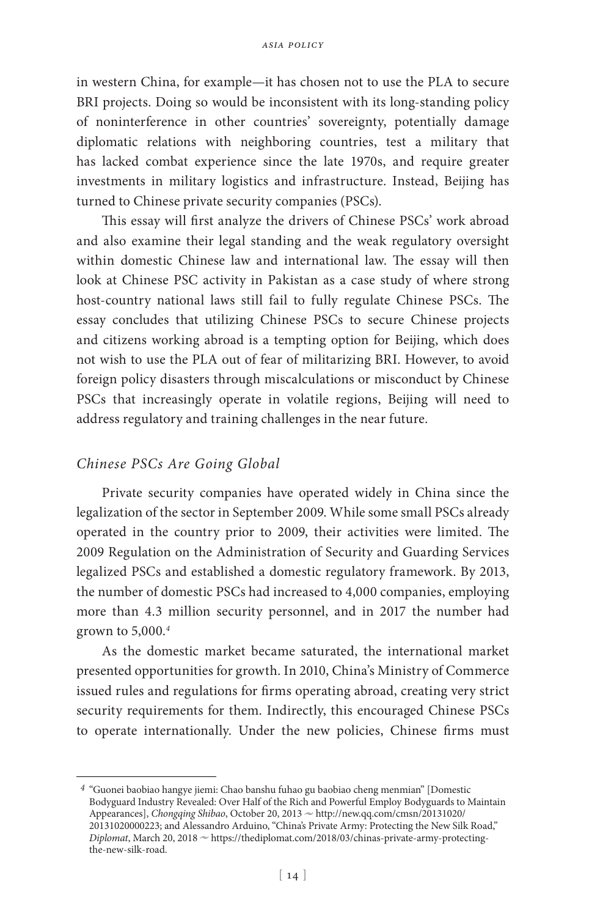in western China, for example—it has chosen not to use the PLA to secure BRI projects. Doing so would be inconsistent with its long-standing policy of noninterference in other countries' sovereignty, potentially damage diplomatic relations with neighboring countries, test a military that has lacked combat experience since the late 1970s, and require greater investments in military logistics and infrastructure. Instead, Beijing has turned to Chinese private security companies (PSCs).

This essay will first analyze the drivers of Chinese PSCs' work abroad and also examine their legal standing and the weak regulatory oversight within domestic Chinese law and international law. The essay will then look at Chinese PSC activity in Pakistan as a case study of where strong host-country national laws still fail to fully regulate Chinese PSCs. The essay concludes that utilizing Chinese PSCs to secure Chinese projects and citizens working abroad is a tempting option for Beijing, which does not wish to use the PLA out of fear of militarizing BRI. However, to avoid foreign policy disasters through miscalculations or misconduct by Chinese PSCs that increasingly operate in volatile regions, Beijing will need to address regulatory and training challenges in the near future.

## *Chinese PSCs Are Going Global*

Private security companies have operated widely in China since the legalization of the sector in September 2009. While some small PSCs already operated in the country prior to 2009, their activities were limited. The 2009 Regulation on the Administration of Security and Guarding Services legalized PSCs and established a domestic regulatory framework. By 2013, the number of domestic PSCs had increased to 4,000 companies, employing more than 4.3 million security personnel, and in 2017 the number had grown to 5,000.[4]

As the domestic market became saturated, the international market presented opportunities for growth. In 2010, China's Ministry of Commerce issued rules and regulations for firms operating abroad, creating very strict security requirements for them. Indirectly, this encouraged Chinese PSCs to operate internationally. Under the new policies, Chinese firms must

---

[4] "Guonei baobiao hangye jiemi: Chao banshu fuhao gu baobiao cheng menmian" [Domestic Bodyguard Industry Revealed: Over Half of the Rich and Powerful Employ Bodyguards to Maintain Appearances], *Chongqing Shibao*, October 20, 2013 ~ http://new.qq.com/cmsn/20131020/20131020000223; and Alessandro Arduino, "China's Private Army: Protecting the New Silk Road," *Diplomat*, March 20, 2018 ~ https://thediplomat.com/2018/03/chinas-private-army-protecting-the-new-silk-road.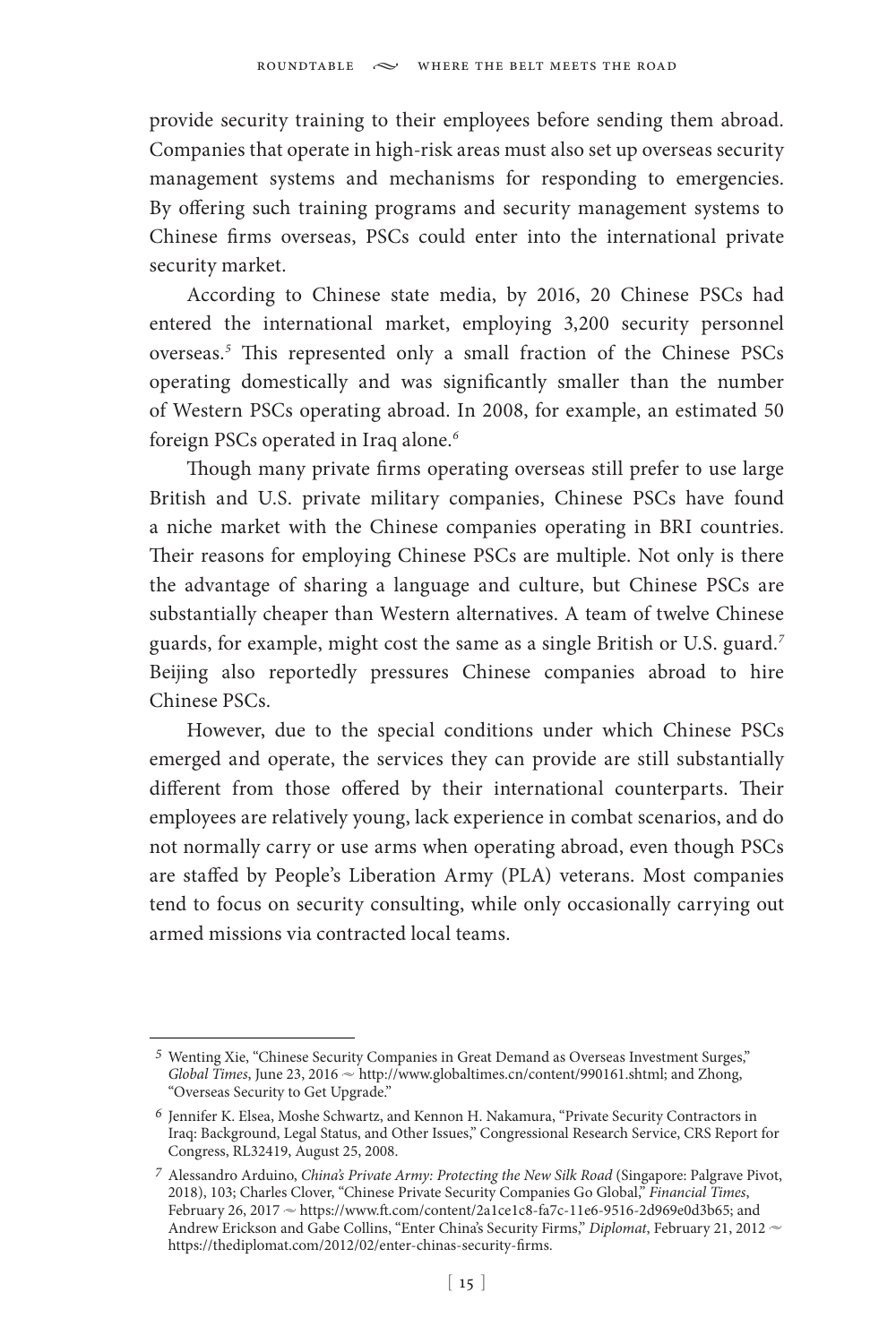provide security training to their employees before sending them abroad. Companies that operate in high-risk areas must also set up overseas security management systems and mechanisms for responding to emergencies. By offering such training programs and security management systems to Chinese firms overseas, PSCs could enter into the international private security market.

According to Chinese state media, by 2016, 20 Chinese PSCs had entered the international market, employing 3,200 security personnel overseas.[5] This represented only a small fraction of the Chinese PSCs operating domestically and was significantly smaller than the number of Western PSCs operating abroad. In 2008, for example, an estimated 50 foreign PSCs operated in Iraq alone.[6]

Though many private firms operating overseas still prefer to use large British and U.S. private military companies, Chinese PSCs have found a niche market with the Chinese companies operating in BRI countries. Their reasons for employing Chinese PSCs are multiple. Not only is there the advantage of sharing a language and culture, but Chinese PSCs are substantially cheaper than Western alternatives. A team of twelve Chinese guards, for example, might cost the same as a single British or U.S. guard.[7] Beijing also reportedly pressures Chinese companies abroad to hire Chinese PSCs.

However, due to the special conditions under which Chinese PSCs emerged and operate, the services they can provide are still substantially different from those offered by their international counterparts. Their employees are relatively young, lack experience in combat scenarios, and do not normally carry or use arms when operating abroad, even though PSCs are staffed by People's Liberation Army (PLA) veterans. Most companies tend to focus on security consulting, while only occasionally carrying out armed missions via contracted local teams.

---

5 Wenting Xie, "Chinese Security Companies in Great Demand as Overseas Investment Surges," *Global Times*, June 23, 2016 ~ http://www.globaltimes.cn/content/990161.shtml; and Zhong, "Overseas Security to Get Upgrade."

6 Jennifer K. Elsea, Moshe Schwartz, and Kennon H. Nakamura, "Private Security Contractors in Iraq: Background, Legal Status, and Other Issues," Congressional Research Service, CRS Report for Congress, RL32419, August 25, 2008.

7 Alessandro Arduino, *China's Private Army: Protecting the New Silk Road* (Singapore: Palgrave Pivot, 2018), 103; Charles Clover, "Chinese Private Security Companies Go Global," *Financial Times*, February 26, 2017 ~ https://www.ft.com/content/2a1ce1c8-fa7c-11e6-9516-2d969e0d3b65; and Andrew Erickson and Gabe Collins, "Enter China's Security Firms," *Diplomat*, February 21, 2012 ~ https://thediplomat.com/2012/02/enter-chinas-security-firms.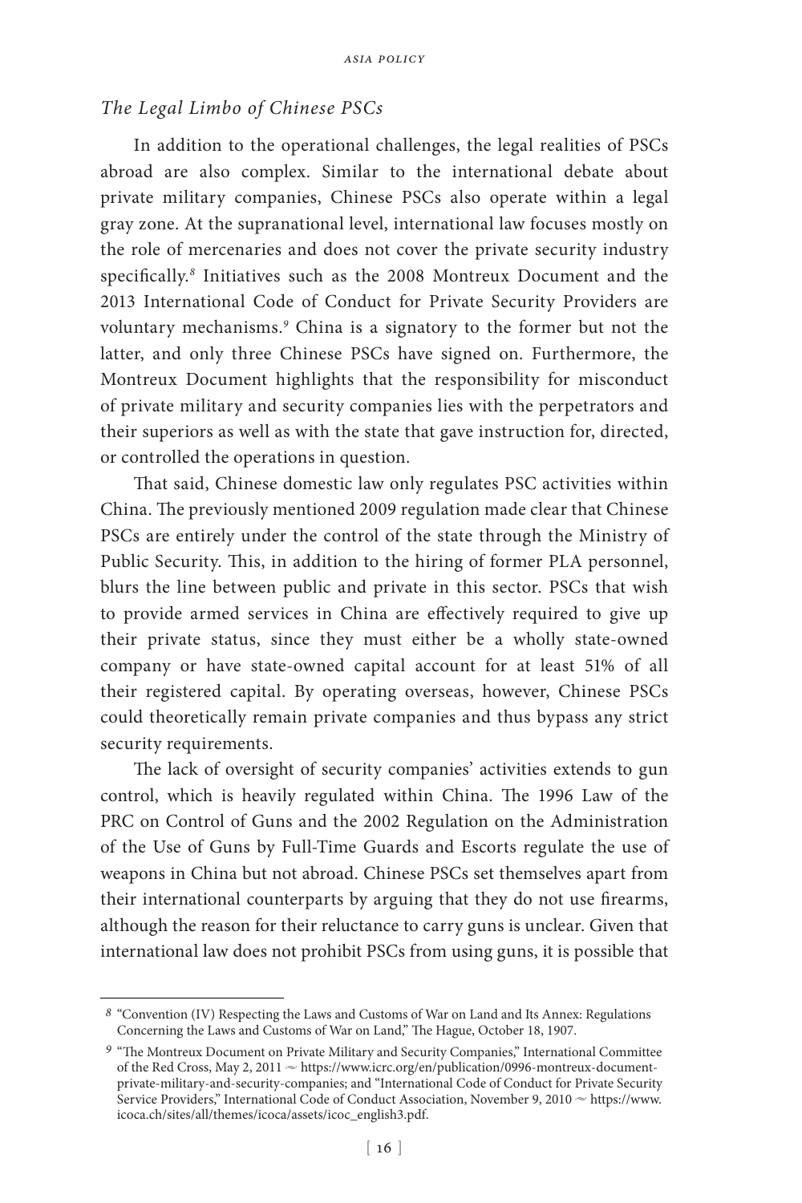### *The Legal Limbo of Chinese PSCs*

In addition to the operational challenges, the legal realities of PSCs abroad are also complex. Similar to the international debate about private military companies, Chinese PSCs also operate within a legal gray zone. At the supranational level, international law focuses mostly on the role of mercenaries and does not cover the private security industry specifically.[8] Initiatives such as the 2008 Montreux Document and the 2013 International Code of Conduct for Private Security Providers are voluntary mechanisms.[9] China is a signatory to the former but not the latter, and only three Chinese PSCs have signed on. Furthermore, the Montreux Document highlights that the responsibility for misconduct of private military and security companies lies with the perpetrators and their superiors as well as with the state that gave instruction for, directed, or controlled the operations in question.

That said, Chinese domestic law only regulates PSC activities within China. The previously mentioned 2009 regulation made clear that Chinese PSCs are entirely under the control of the state through the Ministry of Public Security. This, in addition to the hiring of former PLA personnel, blurs the line between public and private in this sector. PSCs that wish to provide armed services in China are effectively required to give up their private status, since they must either be a wholly state-owned company or have state-owned capital account for at least 51% of all their registered capital. By operating overseas, however, Chinese PSCs could theoretically remain private companies and thus bypass any strict security requirements.

The lack of oversight of security companies' activities extends to gun control, which is heavily regulated within China. The 1996 Law of the PRC on Control of Guns and the 2002 Regulation on the Administration of the Use of Guns by Full-Time Guards and Escorts regulate the use of weapons in China but not abroad. Chinese PSCs set themselves apart from their international counterparts by arguing that they do not use firearms, although the reason for their reluctance to carry guns is unclear. Given that international law does not prohibit PSCs from using guns, it is possible that

---

[8] "Convention (IV) Respecting the Laws and Customs of War on Land and Its Annex: Regulations Concerning the Laws and Customs of War on Land," The Hague, October 18, 1907.

[9] "The Montreux Document on Private Military and Security Companies," International Committee of the Red Cross, May 2, 2011 ~ https://www.icrc.org/en/publication/0996-montreux-document-private-military-and-security-companies; and "International Code of Conduct for Private Security Service Providers," International Code of Conduct Association, November 9, 2010 ~ https://www.icoca.ch/sites/all/themes/icoca/assets/icoc_english3.pdf.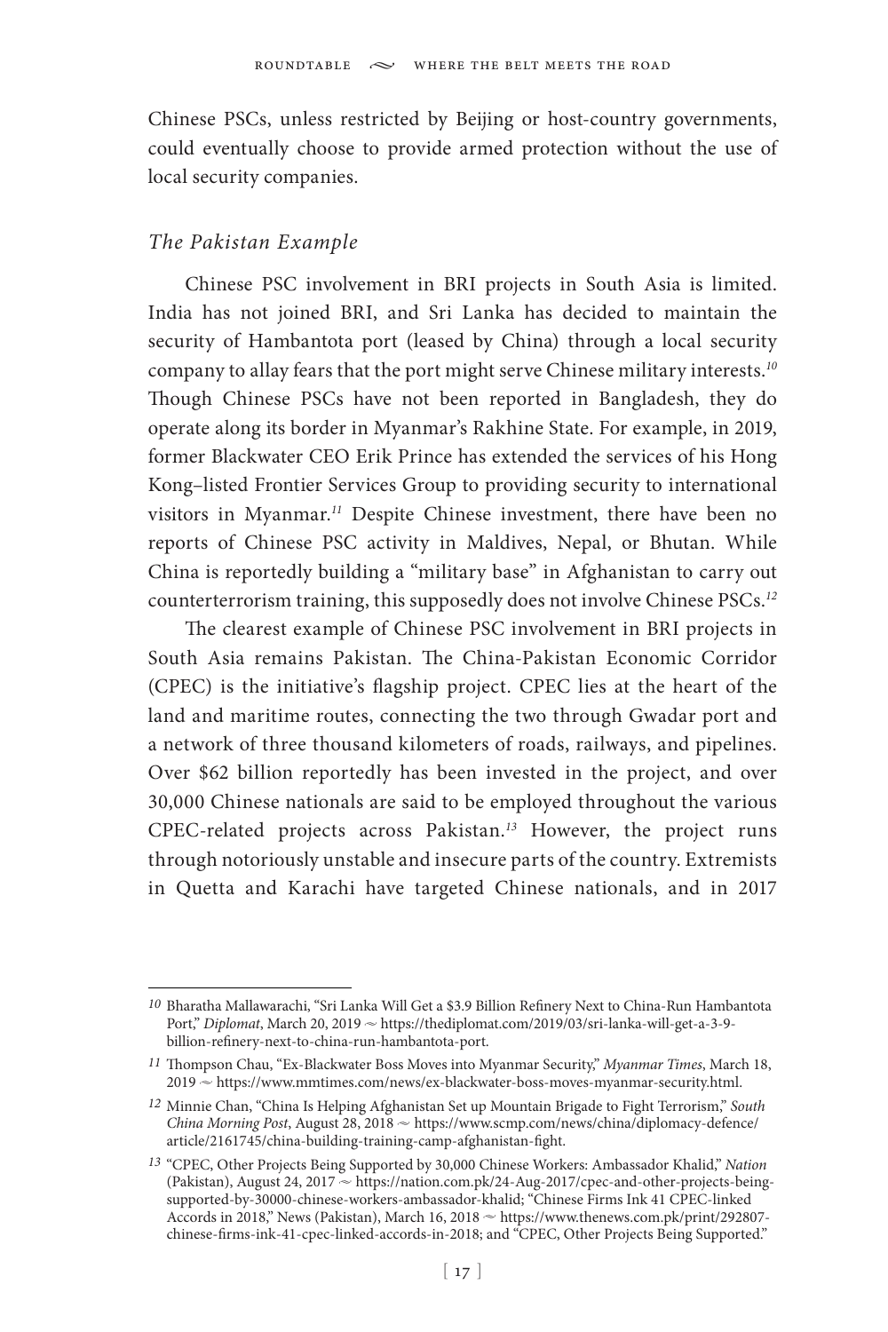Chinese PSCs, unless restricted by Beijing or host-country governments, could eventually choose to provide armed protection without the use of local security companies.

### *The Pakistan Example*

Chinese PSC involvement in BRI projects in South Asia is limited. India has not joined BRI, and Sri Lanka has decided to maintain the security of Hambantota port (leased by China) through a local security company to allay fears that the port might serve Chinese military interests.[10] Though Chinese PSCs have not been reported in Bangladesh, they do operate along its border in Myanmar's Rakhine State. For example, in 2019, former Blackwater CEO Erik Prince has extended the services of his Hong Kong–listed Frontier Services Group to providing security to international visitors in Myanmar.[11] Despite Chinese investment, there have been no reports of Chinese PSC activity in Maldives, Nepal, or Bhutan. While China is reportedly building a "military base" in Afghanistan to carry out counterterrorism training, this supposedly does not involve Chinese PSCs.[12]

The clearest example of Chinese PSC involvement in BRI projects in South Asia remains Pakistan. The China-Pakistan Economic Corridor (CPEC) is the initiative's flagship project. CPEC lies at the heart of the land and maritime routes, connecting the two through Gwadar port and a network of three thousand kilometers of roads, railways, and pipelines. Over $62 billion reportedly has been invested in the project, and over 30,000 Chinese nationals are said to be employed throughout the various CPEC-related projects across Pakistan.[13] However, the project runs through notoriously unstable and insecure parts of the country. Extremists in Quetta and Karachi have targeted Chinese nationals, and in 2017

---

10 Bharatha Mallawarachi, "Sri Lanka Will Get a $3.9 Billion Refinery Next to China-Run Hambantota Port," *Diplomat*, March 20, 2019 ~ https://thediplomat.com/2019/03/sri-lanka-will-get-a-3-9-billion-refinery-next-to-china-run-hambantota-port.

11 Thompson Chau, "Ex-Blackwater Boss Moves into Myanmar Security," *Myanmar Times*, March 18, 2019 ~ https://www.mmtimes.com/news/ex-blackwater-boss-moves-myanmar-security.html.

12 Minnie Chan, "China Is Helping Afghanistan Set up Mountain Brigade to Fight Terrorism," *South China Morning Post*, August 28, 2018 ~ https://www.scmp.com/news/china/diplomacy-defence/article/2161745/china-building-training-camp-afghanistan-fight.

13 "CPEC, Other Projects Being Supported by 30,000 Chinese Workers: Ambassador Khalid," *Nation* (Pakistan), August 24, 2017 ~ https://nation.com.pk/24-Aug-2017/cpec-and-other-projects-being-supported-by-30000-chinese-workers-ambassador-khalid; "Chinese Firms Ink 41 CPEC-linked Accords in 2018," News (Pakistan), March 16, 2018 ~ https://www.thenews.com.pk/print/292807-chinese-firms-ink-41-cpec-linked-accords-in-2018; and "CPEC, Other Projects Being Supported."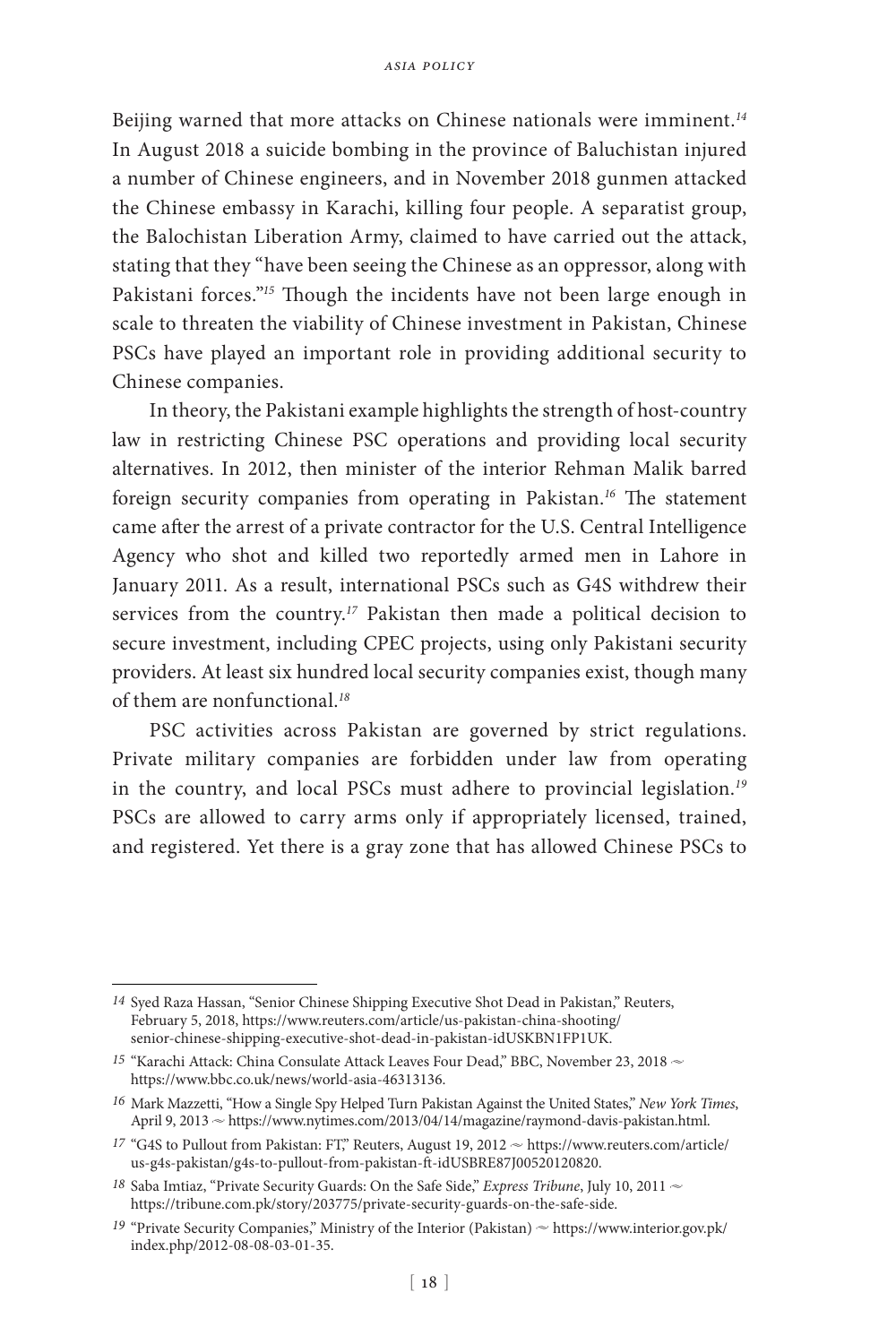Beijing warned that more attacks on Chinese nationals were imminent.[14] In August 2018 a suicide bombing in the province of Baluchistan injured a number of Chinese engineers, and in November 2018 gunmen attacked the Chinese embassy in Karachi, killing four people. A separatist group, the Balochistan Liberation Army, claimed to have carried out the attack, stating that they "have been seeing the Chinese as an oppressor, along with Pakistani forces."[15] Though the incidents have not been large enough in scale to threaten the viability of Chinese investment in Pakistan, Chinese PSCs have played an important role in providing additional security to Chinese companies.

In theory, the Pakistani example highlights the strength of host-country law in restricting Chinese PSC operations and providing local security alternatives. In 2012, then minister of the interior Rehman Malik barred foreign security companies from operating in Pakistan.[16] The statement came after the arrest of a private contractor for the U.S. Central Intelligence Agency who shot and killed two reportedly armed men in Lahore in January 2011. As a result, international PSCs such as G4S withdrew their services from the country.[17] Pakistan then made a political decision to secure investment, including CPEC projects, using only Pakistani security providers. At least six hundred local security companies exist, though many of them are nonfunctional.[18]

PSC activities across Pakistan are governed by strict regulations. Private military companies are forbidden under law from operating in the country, and local PSCs must adhere to provincial legislation.[19] PSCs are allowed to carry arms only if appropriately licensed, trained, and registered. Yet there is a gray zone that has allowed Chinese PSCs to

---

14 Syed Raza Hassan, "Senior Chinese Shipping Executive Shot Dead in Pakistan," Reuters, February 5, 2018, https://www.reuters.com/article/us-pakistan-china-shooting/senior-chinese-shipping-executive-shot-dead-in-pakistan-idUSKBN1FP1UK.

15 "Karachi Attack: China Consulate Attack Leaves Four Dead," BBC, November 23, 2018 ~ https://www.bbc.co.uk/news/world-asia-46313136.

16 Mark Mazzetti, "How a Single Spy Helped Turn Pakistan Against the United States," *New York Times*, April 9, 2013 ~ https://www.nytimes.com/2013/04/14/magazine/raymond-davis-pakistan.html.

17 "G4S to Pullout from Pakistan: FT," Reuters, August 19, 2012 ~ https://www.reuters.com/article/us-g4s-pakistan/g4s-to-pullout-from-pakistan-ft-idUSBRE87J00520120820.

18 Saba Imtiaz, "Private Security Guards: On the Safe Side," *Express Tribune*, July 10, 2011 ~ https://tribune.com.pk/story/203775/private-security-guards-on-the-safe-side.

19 "Private Security Companies," Ministry of the Interior (Pakistan) ~ https://www.interior.gov.pk/index.php/2012-08-08-03-01-35.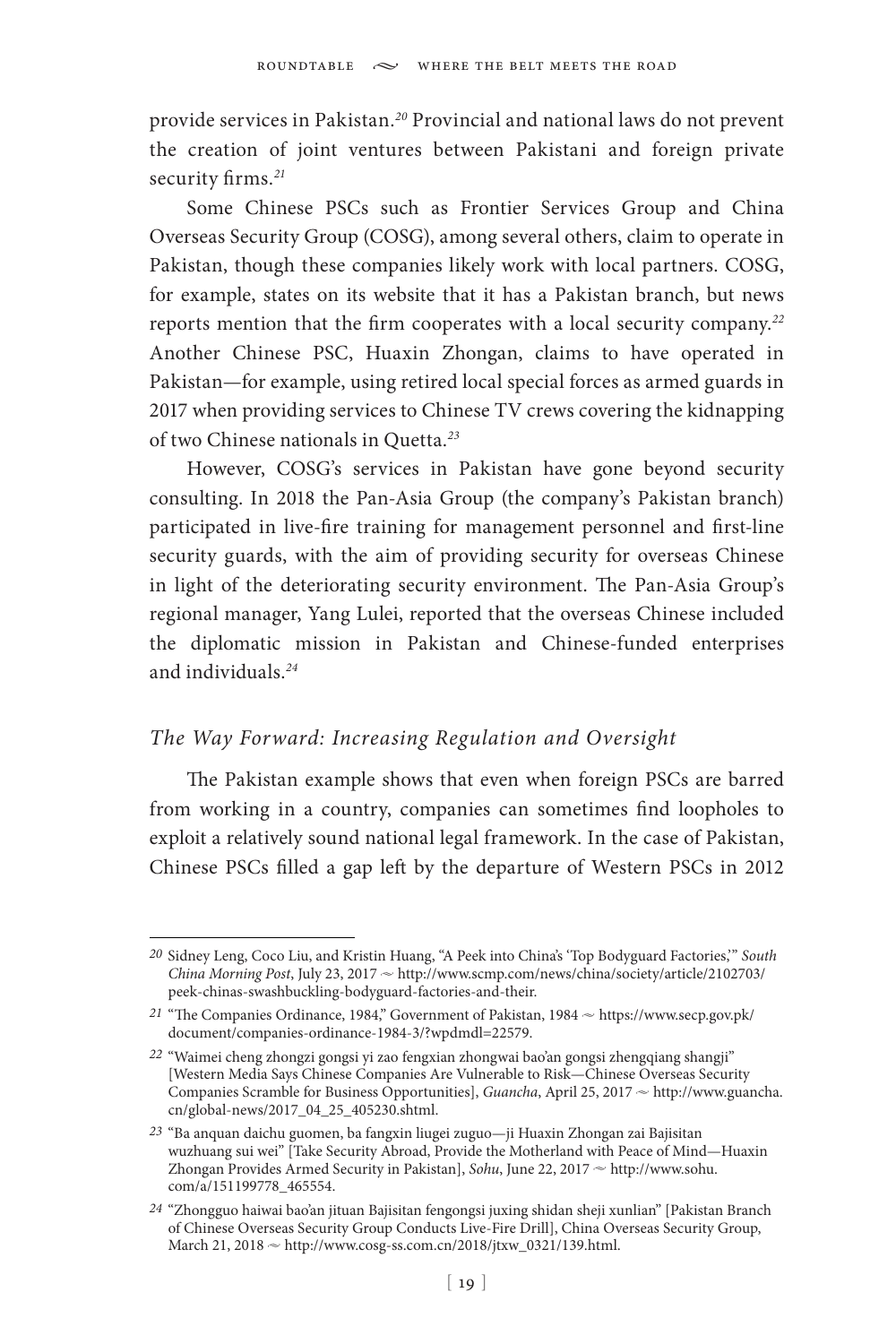provide services in Pakistan.[20] Provincial and national laws do not prevent the creation of joint ventures between Pakistani and foreign private security firms.[21]

Some Chinese PSCs such as Frontier Services Group and China Overseas Security Group (COSG), among several others, claim to operate in Pakistan, though these companies likely work with local partners. COSG, for example, states on its website that it has a Pakistan branch, but news reports mention that the firm cooperates with a local security company.[22] Another Chinese PSC, Huaxin Zhongan, claims to have operated in Pakistan—for example, using retired local special forces as armed guards in 2017 when providing services to Chinese TV crews covering the kidnapping of two Chinese nationals in Quetta.[23]

However, COSG's services in Pakistan have gone beyond security consulting. In 2018 the Pan-Asia Group (the company's Pakistan branch) participated in live-fire training for management personnel and first-line security guards, with the aim of providing security for overseas Chinese in light of the deteriorating security environment. The Pan-Asia Group's regional manager, Yang Lulei, reported that the overseas Chinese included the diplomatic mission in Pakistan and Chinese-funded enterprises and individuals.[24]

### *The Way Forward: Increasing Regulation and Oversight*

The Pakistan example shows that even when foreign PSCs are barred from working in a country, companies can sometimes find loopholes to exploit a relatively sound national legal framework. In the case of Pakistan, Chinese PSCs filled a gap left by the departure of Western PSCs in 2012

---

20 Sidney Leng, Coco Liu, and Kristin Huang, "A Peek into China's 'Top Bodyguard Factories,'" *South China Morning Post*, July 23, 2017 ~ http://www.scmp.com/news/china/society/article/2102703/peek-chinas-swashbuckling-bodyguard-factories-and-their.

21 "The Companies Ordinance, 1984," Government of Pakistan, 1984 ~ https://www.secp.gov.pk/document/companies-ordinance-1984-3/?wpdmdl=22579.

22 "Waimei cheng zhongzi gongsi yi zao fengxian zhongwai bao'an gongsi zhengqiang shangji" [Western Media Says Chinese Companies Are Vulnerable to Risk—Chinese Overseas Security Companies Scramble for Business Opportunities], *Guancha*, April 25, 2017 ~ http://www.guancha.cn/global-news/2017_04_25_405230.shtml.

23 "Ba anquan daichu guomen, ba fangxin liugei zuguo—ji Huaxin Zhongan zai Bajisitan wuzhuang sui wei" [Take Security Abroad, Provide the Motherland with Peace of Mind—Huaxin Zhongan Provides Armed Security in Pakistan], *Sohu*, June 22, 2017 ~ http://www.sohu.com/a/151199778_465554.

24 "Zhongguo haiwai bao'an jituan Bajisitan fengongsi juxing shidan sheji xunlian" [Pakistan Branch of Chinese Overseas Security Group Conducts Live-Fire Drill], China Overseas Security Group, March 21, 2018 ~ http://www.cosg-ss.com.cn/2018/jtxw_0321/139.html.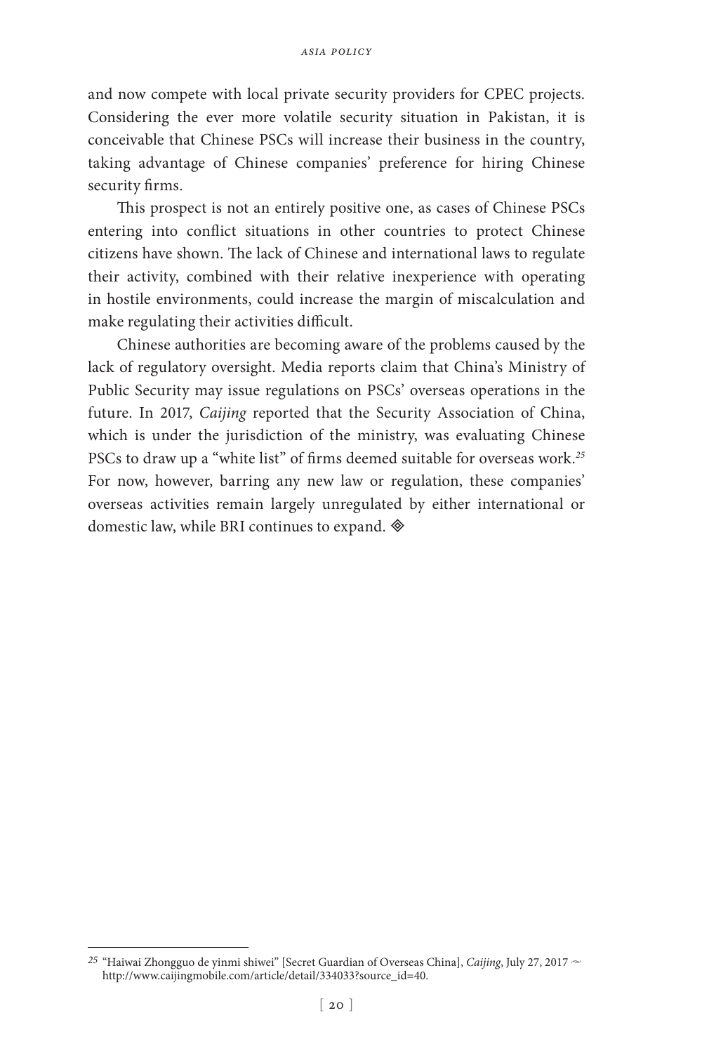and now compete with local private security providers for CPEC projects. Considering the ever more volatile security situation in Pakistan, it is conceivable that Chinese PSCs will increase their business in the country, taking advantage of Chinese companies' preference for hiring Chinese security firms.

This prospect is not an entirely positive one, as cases of Chinese PSCs entering into conflict situations in other countries to protect Chinese citizens have shown. The lack of Chinese and international laws to regulate their activity, combined with their relative inexperience with operating in hostile environments, could increase the margin of miscalculation and make regulating their activities difficult.

Chinese authorities are becoming aware of the problems caused by the lack of regulatory oversight. Media reports claim that China's Ministry of Public Security may issue regulations on PSCs' overseas operations in the future. In 2017, *Caijing* reported that the Security Association of China, which is under the jurisdiction of the ministry, was evaluating Chinese PSCs to draw up a "white list" of firms deemed suitable for overseas work.[25] For now, however, barring any new law or regulation, these companies' overseas activities remain largely unregulated by either international or domestic law, while BRI continues to expand. ◈

---

[25] "Haiwai Zhongguo de yinmi shiwei" [Secret Guardian of Overseas China], *Caijing*, July 27, 2017 ~ http://www.caijingmobile.com/article/detail/334033?source_id=40.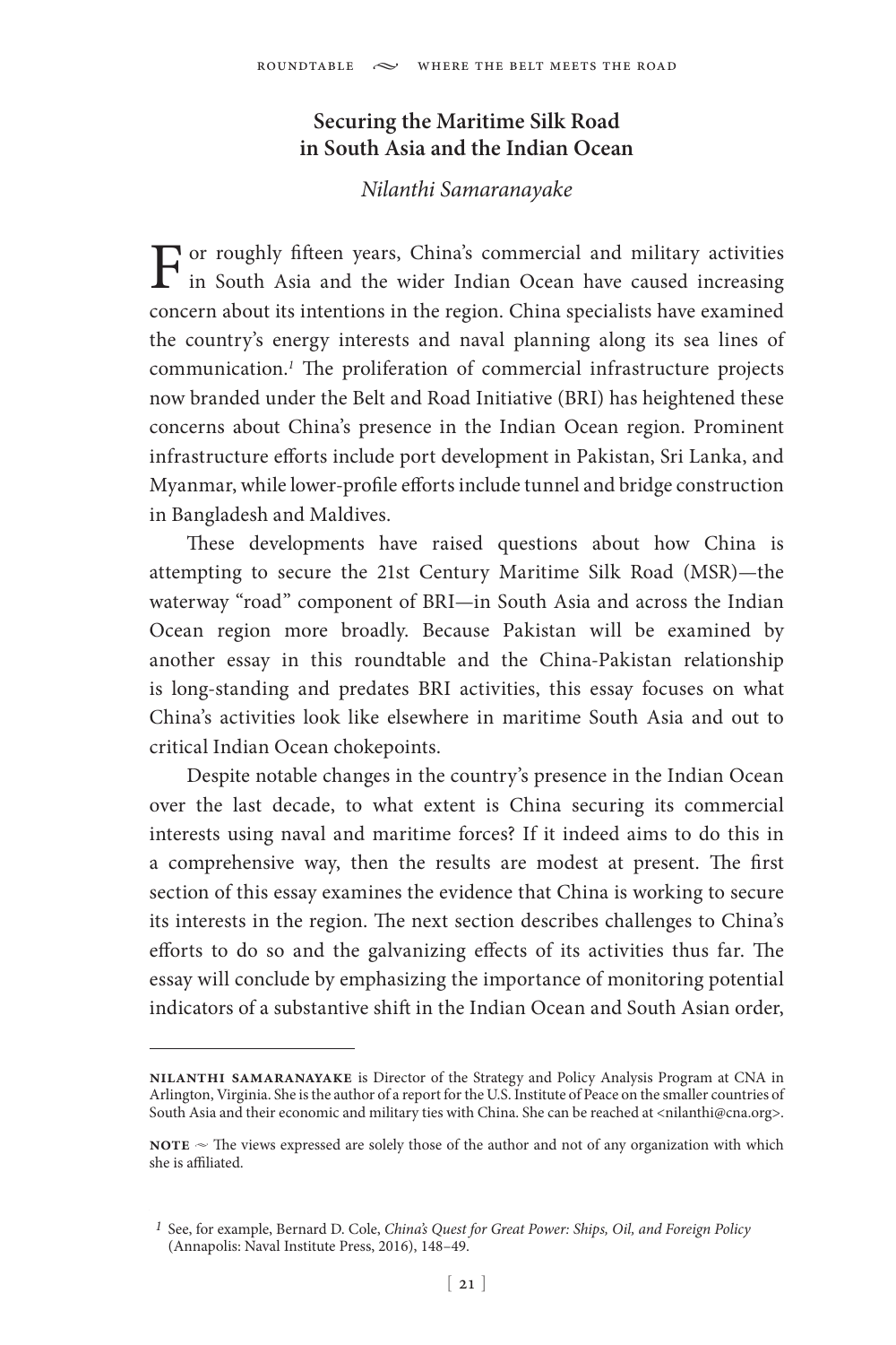## Securing the Maritime Silk Road in South Asia and the Indian Ocean

*Nilanthi Samaranayake*

For roughly fifteen years, China's commercial and military activities in South Asia and the wider Indian Ocean have caused increasing concern about its intentions in the region. China specialists have examined the country's energy interests and naval planning along its sea lines of communication.[1] The proliferation of commercial infrastructure projects now branded under the Belt and Road Initiative (BRI) has heightened these concerns about China's presence in the Indian Ocean region. Prominent infrastructure efforts include port development in Pakistan, Sri Lanka, and Myanmar, while lower-profile efforts include tunnel and bridge construction in Bangladesh and Maldives.

These developments have raised questions about how China is attempting to secure the 21st Century Maritime Silk Road (MSR)—the waterway "road" component of BRI—in South Asia and across the Indian Ocean region more broadly. Because Pakistan will be examined by another essay in this roundtable and the China-Pakistan relationship is long-standing and predates BRI activities, this essay focuses on what China's activities look like elsewhere in maritime South Asia and out to critical Indian Ocean chokepoints.

Despite notable changes in the country's presence in the Indian Ocean over the last decade, to what extent is China securing its commercial interests using naval and maritime forces? If it indeed aims to do this in a comprehensive way, then the results are modest at present. The first section of this essay examines the evidence that China is working to secure its interests in the region. The next section describes challenges to China's efforts to do so and the galvanizing effects of its activities thus far. The essay will conclude by emphasizing the importance of monitoring potential indicators of a substantive shift in the Indian Ocean and South Asian order,

---

**NILANTHI SAMARANAYAKE** is Director of the Strategy and Policy Analysis Program at CNA in Arlington, Virginia. She is the author of a report for the U.S. Institute of Peace on the smaller countries of South Asia and their economic and military ties with China. She can be reached at <nilanthi@cna.org>.

**NOTE** ~ The views expressed are solely those of the author and not of any organization with which she is affiliated.

[1] See, for example, Bernard D. Cole, *China's Quest for Great Power: Ships, Oil, and Foreign Policy* (Annapolis: Naval Institute Press, 2016), 148–49.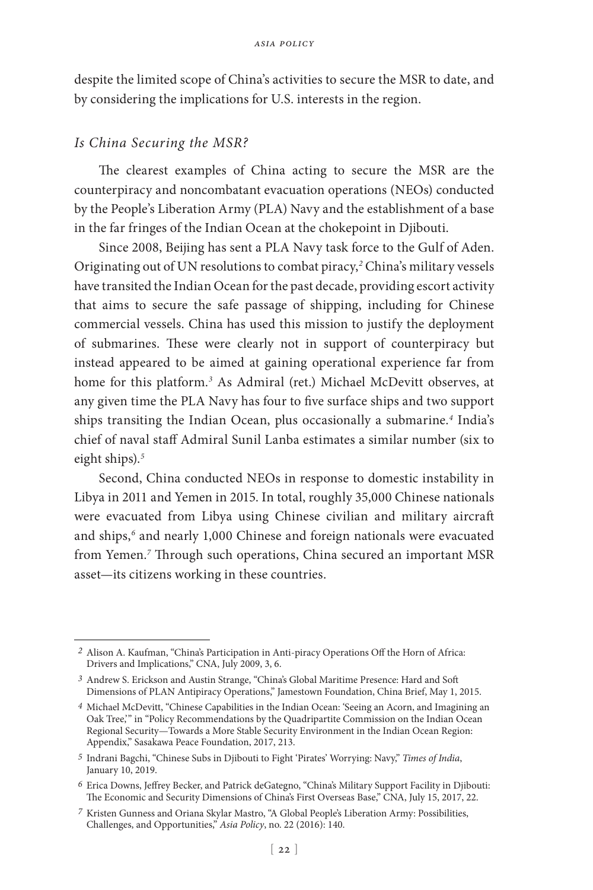despite the limited scope of China's activities to secure the MSR to date, and by considering the implications for U.S. interests in the region.

### *Is China Securing the MSR?*

The clearest examples of China acting to secure the MSR are the counterpiracy and noncombatant evacuation operations (NEOs) conducted by the People's Liberation Army (PLA) Navy and the establishment of a base in the far fringes of the Indian Ocean at the chokepoint in Djibouti.

Since 2008, Beijing has sent a PLA Navy task force to the Gulf of Aden. Originating out of UN resolutions to combat piracy,[2] China's military vessels have transited the Indian Ocean for the past decade, providing escort activity that aims to secure the safe passage of shipping, including for Chinese commercial vessels. China has used this mission to justify the deployment of submarines. These were clearly not in support of counterpiracy but instead appeared to be aimed at gaining operational experience far from home for this platform.[3] As Admiral (ret.) Michael McDevitt observes, at any given time the PLA Navy has four to five surface ships and two support ships transiting the Indian Ocean, plus occasionally a submarine.[4] India's chief of naval staff Admiral Sunil Lanba estimates a similar number (six to eight ships).[5]

Second, China conducted NEOs in response to domestic instability in Libya in 2011 and Yemen in 2015. In total, roughly 35,000 Chinese nationals were evacuated from Libya using Chinese civilian and military aircraft and ships,[6] and nearly 1,000 Chinese and foreign nationals were evacuated from Yemen.[7] Through such operations, China secured an important MSR asset—its citizens working in these countries.

---

2 Alison A. Kaufman, "China's Participation in Anti-piracy Operations Off the Horn of Africa: Drivers and Implications," CNA, July 2009, 3, 6.

3 Andrew S. Erickson and Austin Strange, "China's Global Maritime Presence: Hard and Soft Dimensions of PLAN Antipiracy Operations," Jamestown Foundation, China Brief, May 1, 2015.

4 Michael McDevitt, "Chinese Capabilities in the Indian Ocean: 'Seeing an Acorn, and Imagining an Oak Tree,'" in "Policy Recommendations by the Quadripartite Commission on the Indian Ocean Regional Security—Towards a More Stable Security Environment in the Indian Ocean Region: Appendix," Sasakawa Peace Foundation, 2017, 213.

5 Indrani Bagchi, "Chinese Subs in Djibouti to Fight 'Pirates' Worrying: Navy," *Times of India*, January 10, 2019.

6 Erica Downs, Jeffrey Becker, and Patrick deGategno, "China's Military Support Facility in Djibouti: The Economic and Security Dimensions of China's First Overseas Base," CNA, July 15, 2017, 22.

7 Kristen Gunness and Oriana Skylar Mastro, "A Global People's Liberation Army: Possibilities, Challenges, and Opportunities," *Asia Policy*, no. 22 (2016): 140.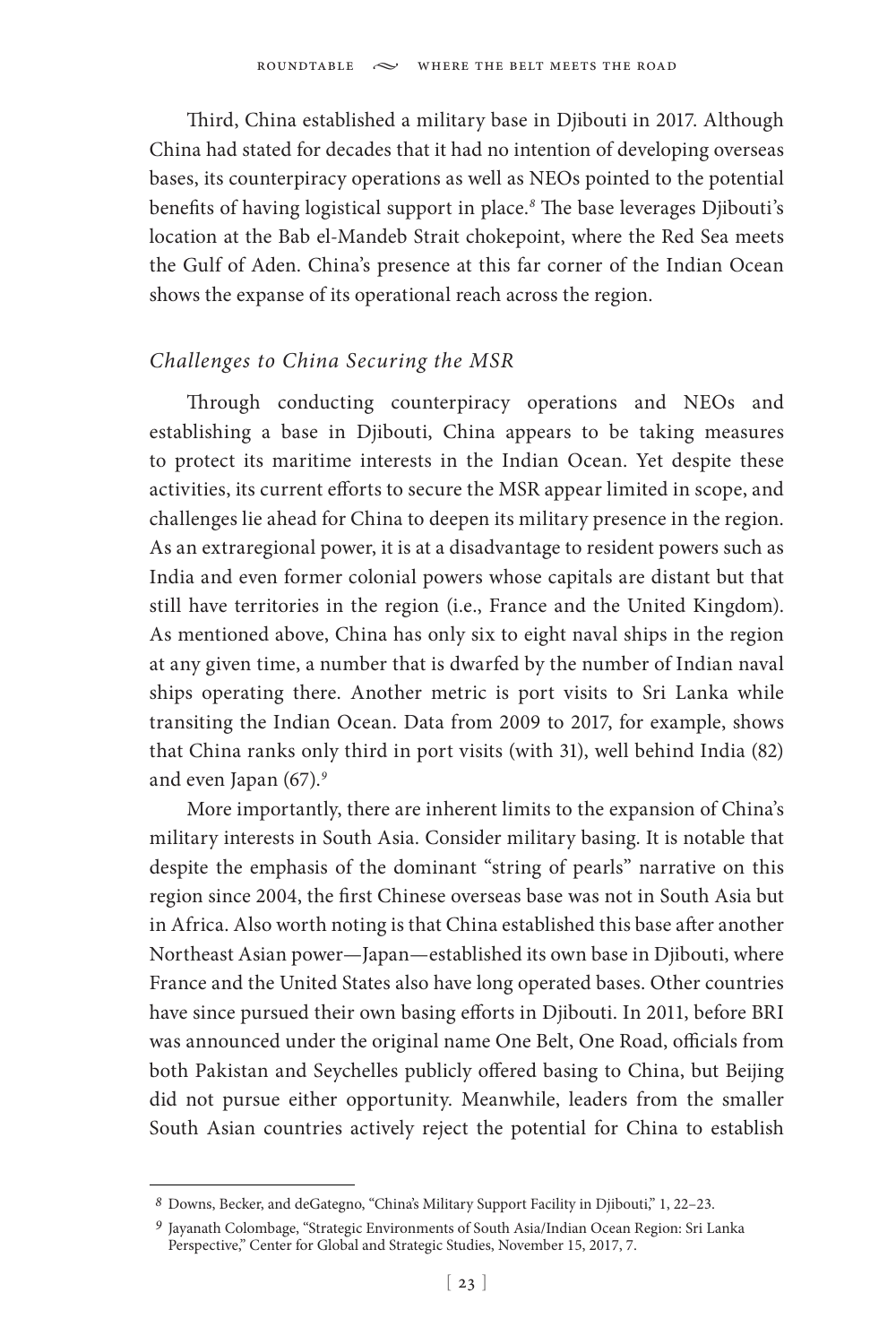Third, China established a military base in Djibouti in 2017. Although China had stated for decades that it had no intention of developing overseas bases, its counterpiracy operations as well as NEOs pointed to the potential benefits of having logistical support in place.[8] The base leverages Djibouti's location at the Bab el-Mandeb Strait chokepoint, where the Red Sea meets the Gulf of Aden. China's presence at this far corner of the Indian Ocean shows the expanse of its operational reach across the region.

### *Challenges to China Securing the MSR*

Through conducting counterpiracy operations and NEOs and establishing a base in Djibouti, China appears to be taking measures to protect its maritime interests in the Indian Ocean. Yet despite these activities, its current efforts to secure the MSR appear limited in scope, and challenges lie ahead for China to deepen its military presence in the region. As an extraregional power, it is at a disadvantage to resident powers such as India and even former colonial powers whose capitals are distant but that still have territories in the region (i.e., France and the United Kingdom). As mentioned above, China has only six to eight naval ships in the region at any given time, a number that is dwarfed by the number of Indian naval ships operating there. Another metric is port visits to Sri Lanka while transiting the Indian Ocean. Data from 2009 to 2017, for example, shows that China ranks only third in port visits (with 31), well behind India (82) and even Japan (67).[9]

More importantly, there are inherent limits to the expansion of China's military interests in South Asia. Consider military basing. It is notable that despite the emphasis of the dominant "string of pearls" narrative on this region since 2004, the first Chinese overseas base was not in South Asia but in Africa. Also worth noting is that China established this base after another Northeast Asian power—Japan—established its own base in Djibouti, where France and the United States also have long operated bases. Other countries have since pursued their own basing efforts in Djibouti. In 2011, before BRI was announced under the original name One Belt, One Road, officials from both Pakistan and Seychelles publicly offered basing to China, but Beijing did not pursue either opportunity. Meanwhile, leaders from the smaller South Asian countries actively reject the potential for China to establish

---

[8] Downs, Becker, and deGategno, "China's Military Support Facility in Djibouti," 1, 22–23.

[9] Jayanath Colombage, "Strategic Environments of South Asia/Indian Ocean Region: Sri Lanka Perspective," Center for Global and Strategic Studies, November 15, 2017, 7.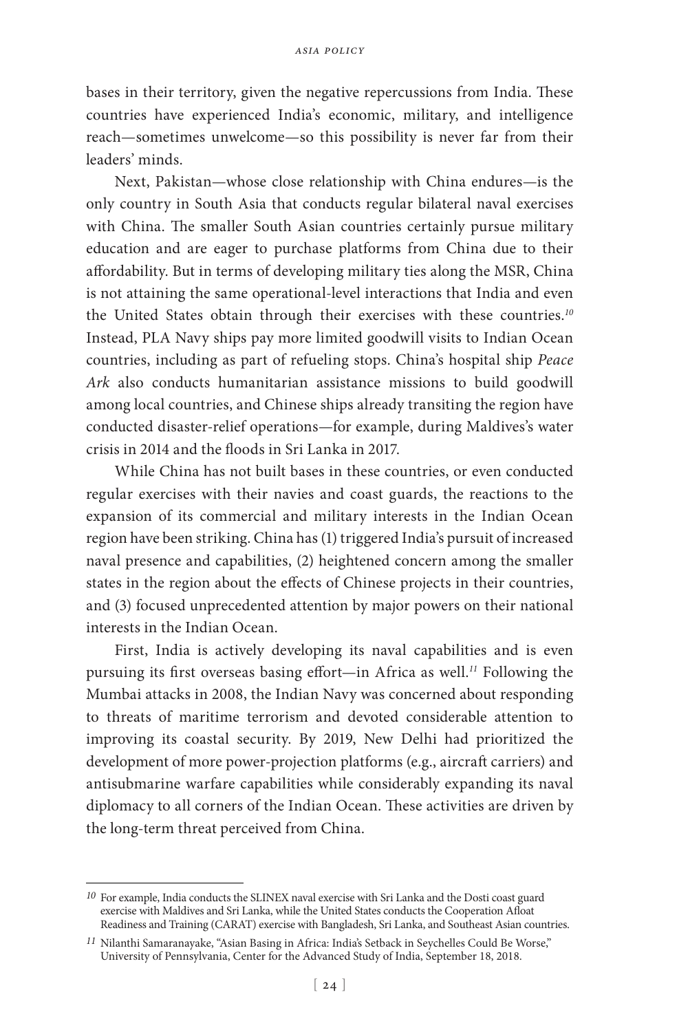bases in their territory, given the negative repercussions from India. These countries have experienced India's economic, military, and intelligence reach—sometimes unwelcome—so this possibility is never far from their leaders' minds.

Next, Pakistan—whose close relationship with China endures—is the only country in South Asia that conducts regular bilateral naval exercises with China. The smaller South Asian countries certainly pursue military education and are eager to purchase platforms from China due to their affordability. But in terms of developing military ties along the MSR, China is not attaining the same operational-level interactions that India and even the United States obtain through their exercises with these countries.[10] Instead, PLA Navy ships pay more limited goodwill visits to Indian Ocean countries, including as part of refueling stops. China's hospital ship *Peace Ark* also conducts humanitarian assistance missions to build goodwill among local countries, and Chinese ships already transiting the region have conducted disaster-relief operations—for example, during Maldives's water crisis in 2014 and the floods in Sri Lanka in 2017.

While China has not built bases in these countries, or even conducted regular exercises with their navies and coast guards, the reactions to the expansion of its commercial and military interests in the Indian Ocean region have been striking. China has (1) triggered India's pursuit of increased naval presence and capabilities, (2) heightened concern among the smaller states in the region about the effects of Chinese projects in their countries, and (3) focused unprecedented attention by major powers on their national interests in the Indian Ocean.

First, India is actively developing its naval capabilities and is even pursuing its first overseas basing effort—in Africa as well.[11] Following the Mumbai attacks in 2008, the Indian Navy was concerned about responding to threats of maritime terrorism and devoted considerable attention to improving its coastal security. By 2019, New Delhi had prioritized the development of more power-projection platforms (e.g., aircraft carriers) and antisubmarine warfare capabilities while considerably expanding its naval diplomacy to all corners of the Indian Ocean. These activities are driven by the long-term threat perceived from China.

---

[10] For example, India conducts the SLINEX naval exercise with Sri Lanka and the Dosti coast guard exercise with Maldives and Sri Lanka, while the United States conducts the Cooperation Afloat Readiness and Training (CARAT) exercise with Bangladesh, Sri Lanka, and Southeast Asian countries.

[11] Nilanthi Samaranayake, "Asian Basing in Africa: India's Setback in Seychelles Could Be Worse," University of Pennsylvania, Center for the Advanced Study of India, September 18, 2018.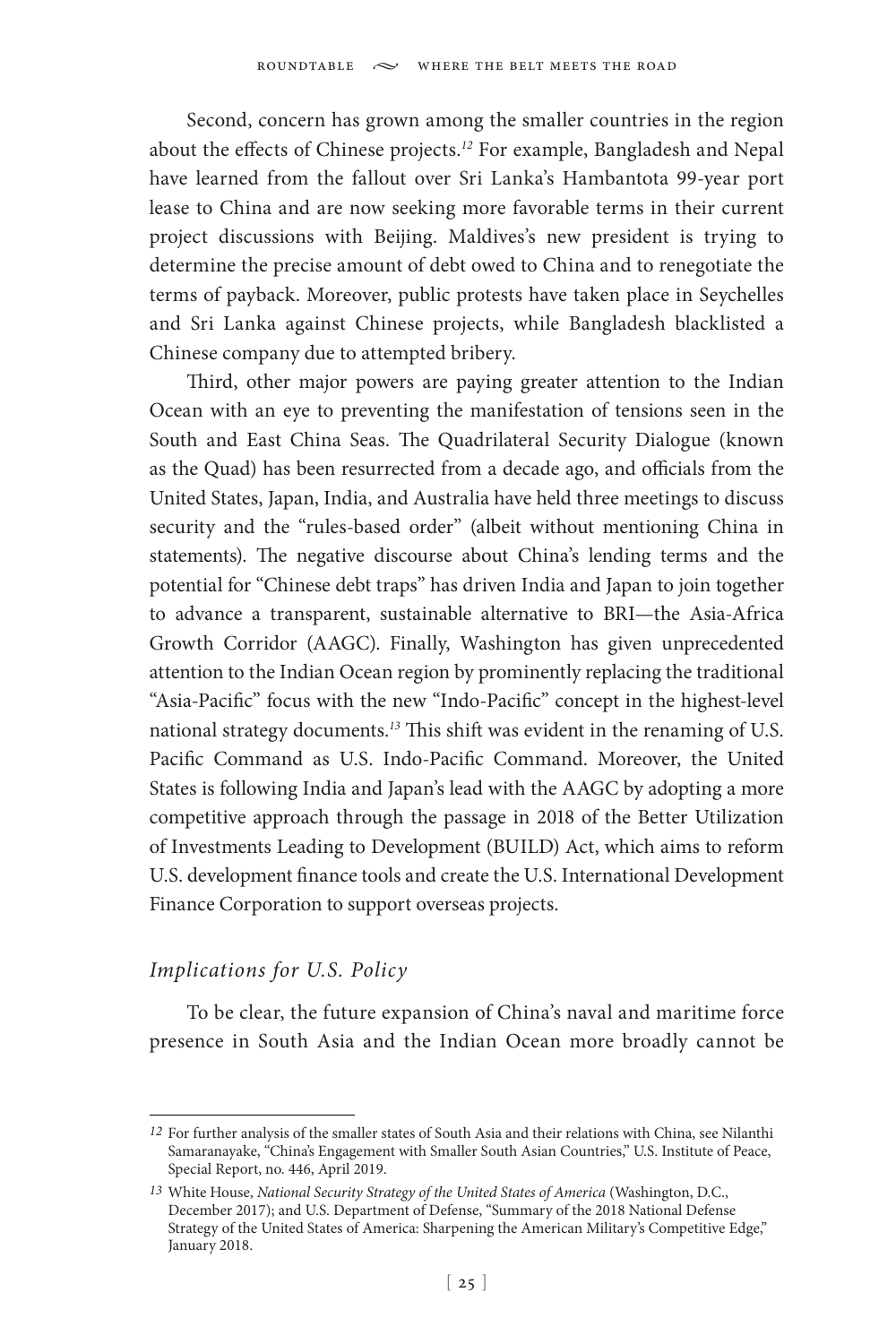Second, concern has grown among the smaller countries in the region about the effects of Chinese projects.[12] For example, Bangladesh and Nepal have learned from the fallout over Sri Lanka's Hambantota 99-year port lease to China and are now seeking more favorable terms in their current project discussions with Beijing. Maldives's new president is trying to determine the precise amount of debt owed to China and to renegotiate the terms of payback. Moreover, public protests have taken place in Seychelles and Sri Lanka against Chinese projects, while Bangladesh blacklisted a Chinese company due to attempted bribery.

Third, other major powers are paying greater attention to the Indian Ocean with an eye to preventing the manifestation of tensions seen in the South and East China Seas. The Quadrilateral Security Dialogue (known as the Quad) has been resurrected from a decade ago, and officials from the United States, Japan, India, and Australia have held three meetings to discuss security and the "rules-based order" (albeit without mentioning China in statements). The negative discourse about China's lending terms and the potential for "Chinese debt traps" has driven India and Japan to join together to advance a transparent, sustainable alternative to BRI—the Asia-Africa Growth Corridor (AAGC). Finally, Washington has given unprecedented attention to the Indian Ocean region by prominently replacing the traditional "Asia-Pacific" focus with the new "Indo-Pacific" concept in the highest-level national strategy documents.[13] This shift was evident in the renaming of U.S. Pacific Command as U.S. Indo-Pacific Command. Moreover, the United States is following India and Japan's lead with the AAGC by adopting a more competitive approach through the passage in 2018 of the Better Utilization of Investments Leading to Development (BUILD) Act, which aims to reform U.S. development finance tools and create the U.S. International Development Finance Corporation to support overseas projects.

## *Implications for U.S. Policy*

To be clear, the future expansion of China's naval and maritime force presence in South Asia and the Indian Ocean more broadly cannot be

---

12 For further analysis of the smaller states of South Asia and their relations with China, see Nilanthi Samaranayake, "China's Engagement with Smaller South Asian Countries," U.S. Institute of Peace, Special Report, no. 446, April 2019.

13 White House, *National Security Strategy of the United States of America* (Washington, D.C., December 2017); and U.S. Department of Defense, "Summary of the 2018 National Defense Strategy of the United States of America: Sharpening the American Military's Competitive Edge," January 2018.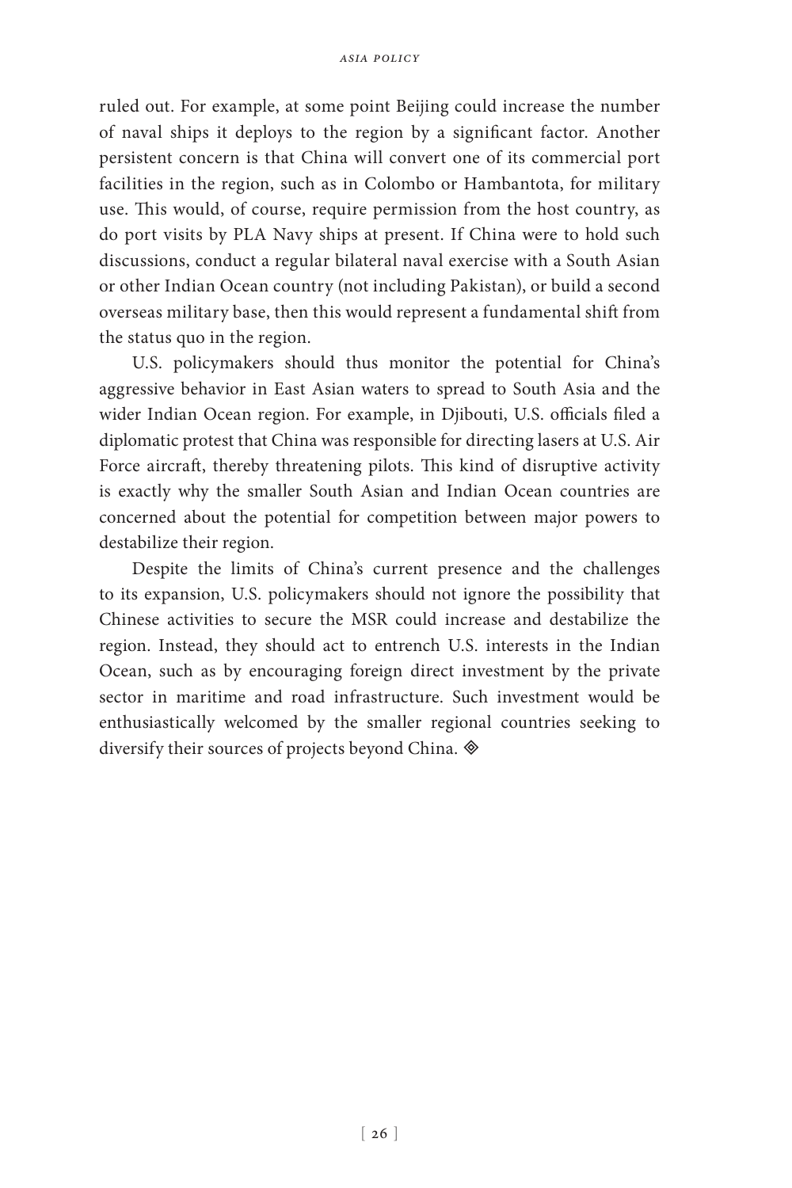ruled out. For example, at some point Beijing could increase the number of naval ships it deploys to the region by a significant factor. Another persistent concern is that China will convert one of its commercial port facilities in the region, such as in Colombo or Hambantota, for military use. This would, of course, require permission from the host country, as do port visits by PLA Navy ships at present. If China were to hold such discussions, conduct a regular bilateral naval exercise with a South Asian or other Indian Ocean country (not including Pakistan), or build a second overseas military base, then this would represent a fundamental shift from the status quo in the region.

U.S. policymakers should thus monitor the potential for China's aggressive behavior in East Asian waters to spread to South Asia and the wider Indian Ocean region. For example, in Djibouti, U.S. officials filed a diplomatic protest that China was responsible for directing lasers at U.S. Air Force aircraft, thereby threatening pilots. This kind of disruptive activity is exactly why the smaller South Asian and Indian Ocean countries are concerned about the potential for competition between major powers to destabilize their region.

Despite the limits of China's current presence and the challenges to its expansion, U.S. policymakers should not ignore the possibility that Chinese activities to secure the MSR could increase and destabilize the region. Instead, they should act to entrench U.S. interests in the Indian Ocean, such as by encouraging foreign direct investment by the private sector in maritime and road infrastructure. Such investment would be enthusiastically welcomed by the smaller regional countries seeking to diversify their sources of projects beyond China. ◈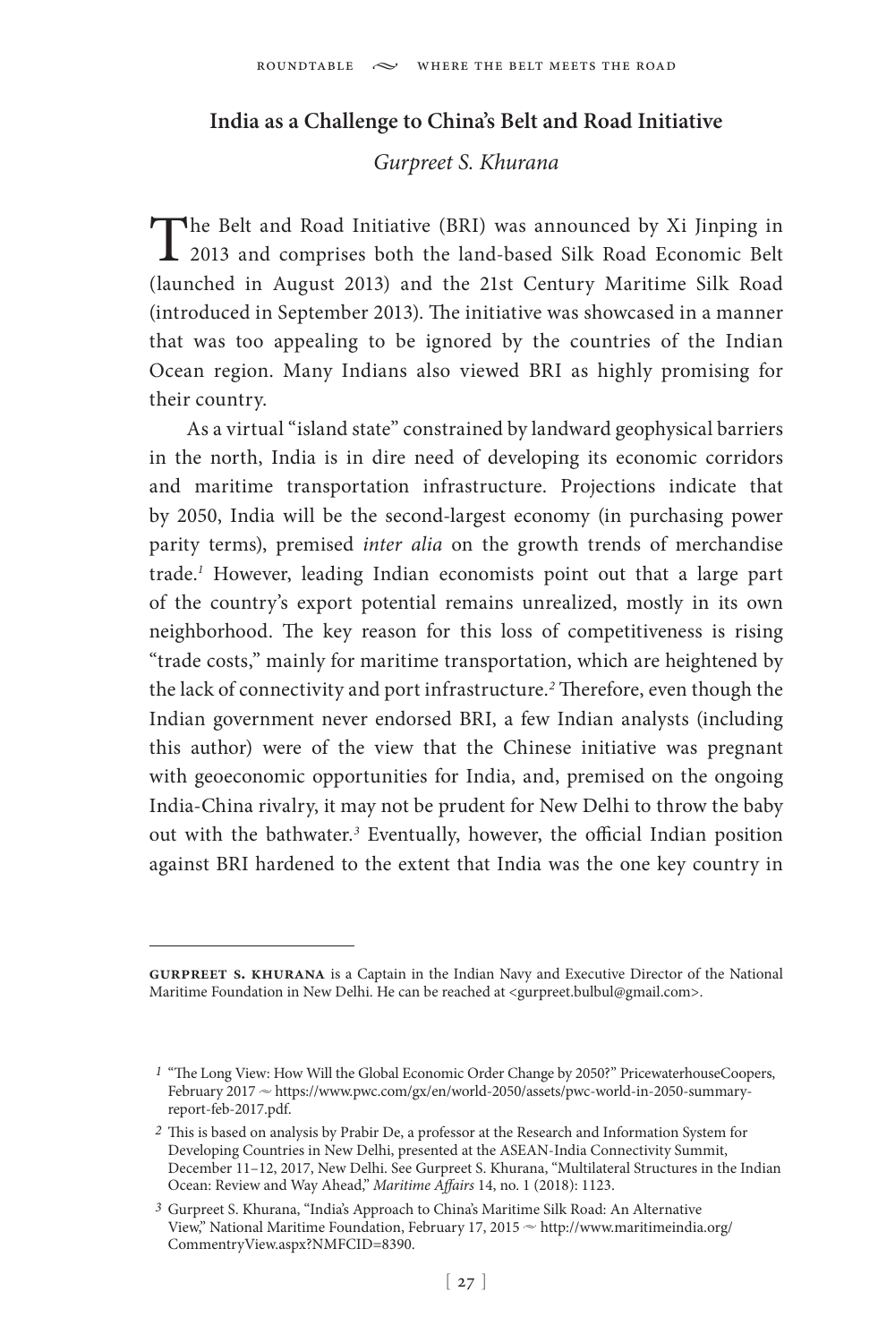## India as a Challenge to China's Belt and Road Initiative

*Gurpreet S. Khurana*

The Belt and Road Initiative (BRI) was announced by Xi Jinping in 2013 and comprises both the land-based Silk Road Economic Belt (launched in August 2013) and the 21st Century Maritime Silk Road (introduced in September 2013). The initiative was showcased in a manner that was too appealing to be ignored by the countries of the Indian Ocean region. Many Indians also viewed BRI as highly promising for their country.

As a virtual "island state" constrained by landward geophysical barriers in the north, India is in dire need of developing its economic corridors and maritime transportation infrastructure. Projections indicate that by 2050, India will be the second-largest economy (in purchasing power parity terms), premised *inter alia* on the growth trends of merchandise trade.[1] However, leading Indian economists point out that a large part of the country's export potential remains unrealized, mostly in its own neighborhood. The key reason for this loss of competitiveness is rising "trade costs," mainly for maritime transportation, which are heightened by the lack of connectivity and port infrastructure.[2] Therefore, even though the Indian government never endorsed BRI, a few Indian analysts (including this author) were of the view that the Chinese initiative was pregnant with geoeconomic opportunities for India, and, premised on the ongoing India-China rivalry, it may not be prudent for New Delhi to throw the baby out with the bathwater.[3] Eventually, however, the official Indian position against BRI hardened to the extent that India was the one key country in

---

**Gurpreet S. Khurana** is a Captain in the Indian Navy and Executive Director of the National Maritime Foundation in New Delhi. He can be reached at <gurpreet.bulbul@gmail.com>.

1 "The Long View: How Will the Global Economic Order Change by 2050?" PricewaterhouseCoopers, February 2017 ~ https://www.pwc.com/gx/en/world-2050/assets/pwc-world-in-2050-summary-report-feb-2017.pdf.

2 This is based on analysis by Prabir De, a professor at the Research and Information System for Developing Countries in New Delhi, presented at the ASEAN-India Connectivity Summit, December 11–12, 2017, New Delhi. See Gurpreet S. Khurana, "Multilateral Structures in the Indian Ocean: Review and Way Ahead," *Maritime Affairs* 14, no. 1 (2018): 1123.

3 Gurpreet S. Khurana, "India's Approach to China's Maritime Silk Road: An Alternative View," National Maritime Foundation, February 17, 2015 ~ http://www.maritimeindia.org/CommentryView.aspx?NMFCID=8390.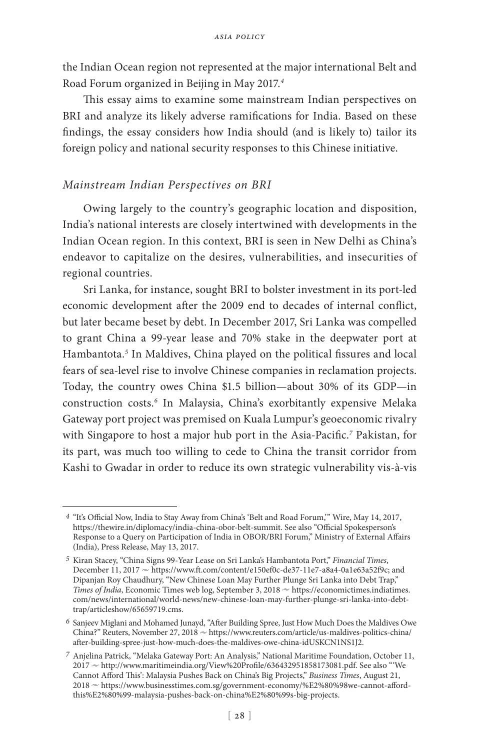the Indian Ocean region not represented at the major international Belt and Road Forum organized in Beijing in May 2017.[4]

This essay aims to examine some mainstream Indian perspectives on BRI and analyze its likely adverse ramifications for India. Based on these findings, the essay considers how India should (and is likely to) tailor its foreign policy and national security responses to this Chinese initiative.

### *Mainstream Indian Perspectives on BRI*

Owing largely to the country's geographic location and disposition, India's national interests are closely intertwined with developments in the Indian Ocean region. In this context, BRI is seen in New Delhi as China's endeavor to capitalize on the desires, vulnerabilities, and insecurities of regional countries.

Sri Lanka, for instance, sought BRI to bolster investment in its port-led economic development after the 2009 end to decades of internal conflict, but later became beset by debt. In December 2017, Sri Lanka was compelled to grant China a 99-year lease and 70% stake in the deepwater port at Hambantota.[5] In Maldives, China played on the political fissures and local fears of sea-level rise to involve Chinese companies in reclamation projects. Today, the country owes China $1.5 billion—about 30% of its GDP—in construction costs.[6] In Malaysia, China's exorbitantly expensive Melaka Gateway port project was premised on Kuala Lumpur's geoeconomic rivalry with Singapore to host a major hub port in the Asia-Pacific.[7] Pakistan, for its part, was much too willing to cede to China the transit corridor from Kashi to Gwadar in order to reduce its own strategic vulnerability vis-à-vis

---

[4] "It's Official Now, India to Stay Away from China's 'Belt and Road Forum,'" Wire, May 14, 2017, https://thewire.in/diplomacy/india-china-obor-belt-summit. See also "Official Spokesperson's Response to a Query on Participation of India in OBOR/BRI Forum," Ministry of External Affairs (India), Press Release, May 13, 2017.

[5] Kiran Stacey, "China Signs 99-Year Lease on Sri Lanka's Hambantota Port," *Financial Times*, December 11, 2017 ~ https://www.ft.com/content/e150ef0c-de37-11e7-a8a4-0a1e63a52f9c; and Dipanjan Roy Chaudhury, "New Chinese Loan May Further Plunge Sri Lanka into Debt Trap," *Times of India*, Economic Times web log, September 3, 2018 ~ https://economictimes.indiatimes.com/news/international/world-news/new-chinese-loan-may-further-plunge-sri-lanka-into-debt-trap/articleshow/65659719.cms.

[6] Sanjeev Miglani and Mohamed Junayd, "After Building Spree, Just How Much Does the Maldives Owe China?" Reuters, November 27, 2018 ~ https://www.reuters.com/article/us-maldives-politics-china/after-building-spree-just-how-much-does-the-maldives-owe-china-idUSKCN1NS1J2.

[7] Anjelina Patrick, "Melaka Gateway Port: An Analysis," National Maritime Foundation, October 11, 2017 ~ http://www.maritimeindia.org/View%20Profile/636432951858173081.pdf. See also "'We Cannot Afford This': Malaysia Pushes Back on China's Big Projects," *Business Times*, August 21, 2018 ~ https://www.businesstimes.com.sg/government-economy/%E2%80%98we-cannot-afford-this%E2%80%99-malaysia-pushes-back-on-china%E2%80%99s-big-projects.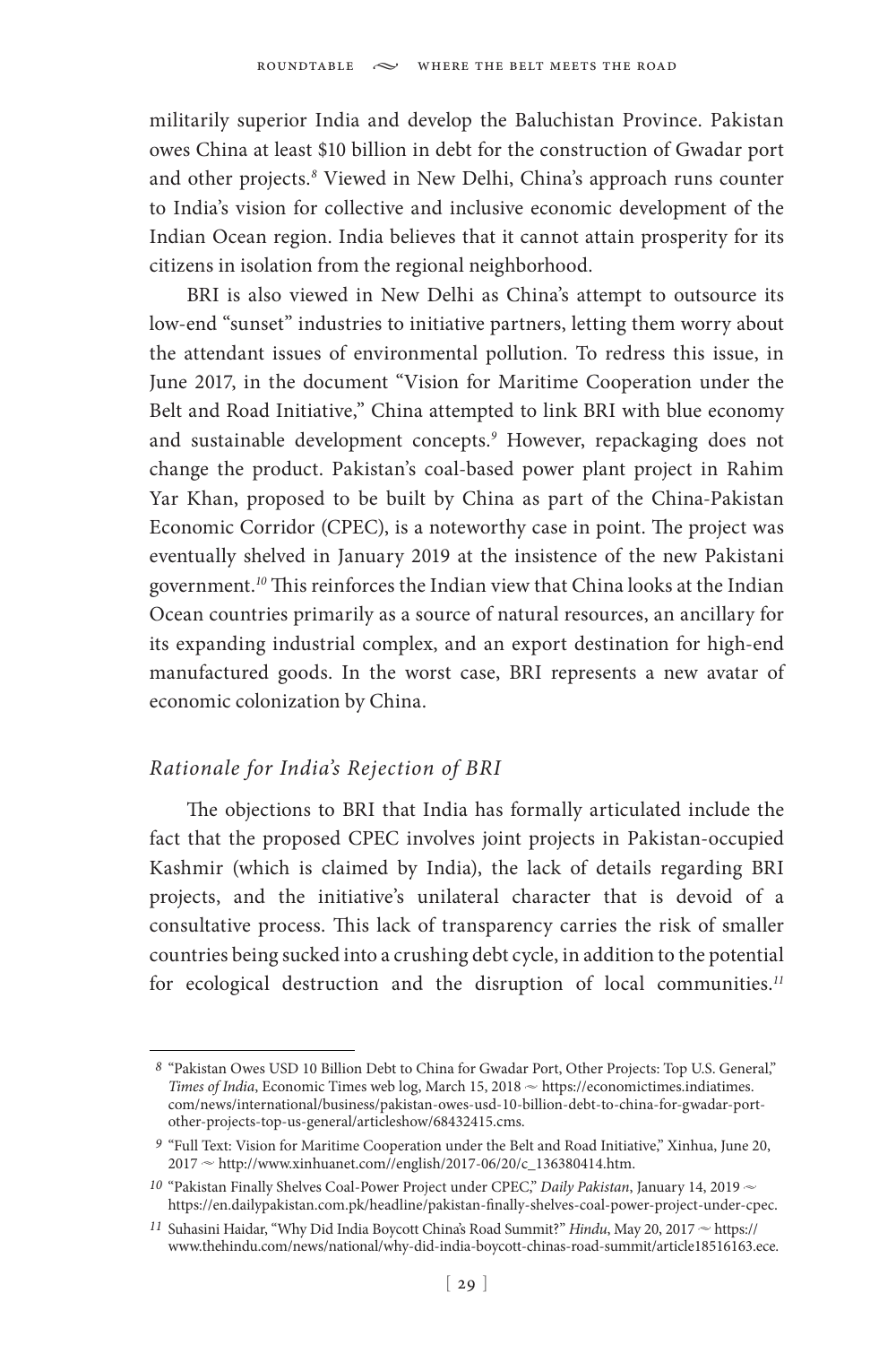militarily superior India and develop the Baluchistan Province. Pakistan owes China at least $10 billion in debt for the construction of Gwadar port and other projects.[8] Viewed in New Delhi, China's approach runs counter to India's vision for collective and inclusive economic development of the Indian Ocean region. India believes that it cannot attain prosperity for its citizens in isolation from the regional neighborhood.

BRI is also viewed in New Delhi as China's attempt to outsource its low-end "sunset" industries to initiative partners, letting them worry about the attendant issues of environmental pollution. To redress this issue, in June 2017, in the document "Vision for Maritime Cooperation under the Belt and Road Initiative," China attempted to link BRI with blue economy and sustainable development concepts.[9] However, repackaging does not change the product. Pakistan's coal-based power plant project in Rahim Yar Khan, proposed to be built by China as part of the China-Pakistan Economic Corridor (CPEC), is a noteworthy case in point. The project was eventually shelved in January 2019 at the insistence of the new Pakistani government.[10] This reinforces the Indian view that China looks at the Indian Ocean countries primarily as a source of natural resources, an ancillary for its expanding industrial complex, and an export destination for high-end manufactured goods. In the worst case, BRI represents a new avatar of economic colonization by China.

### *Rationale for India's Rejection of BRI*

The objections to BRI that India has formally articulated include the fact that the proposed CPEC involves joint projects in Pakistan-occupied Kashmir (which is claimed by India), the lack of details regarding BRI projects, and the initiative's unilateral character that is devoid of a consultative process. This lack of transparency carries the risk of smaller countries being sucked into a crushing debt cycle, in addition to the potential for ecological destruction and the disruption of local communities.[11]

---

8 "Pakistan Owes USD 10 Billion Debt to China for Gwadar Port, Other Projects: Top U.S. General," *Times of India*, Economic Times web log, March 15, 2018 ~ https://economictimes.indiatimes.com/news/international/business/pakistan-owes-usd-10-billion-debt-to-china-for-gwadar-port-other-projects-top-us-general/articleshow/68432415.cms.

9 "Full Text: Vision for Maritime Cooperation under the Belt and Road Initiative," Xinhua, June 20, 2017 ~ http://www.xinhuanet.com//english/2017-06/20/c_136380414.htm.

10 "Pakistan Finally Shelves Coal-Power Project under CPEC," *Daily Pakistan*, January 14, 2019 ~ https://en.dailypakistan.com.pk/headline/pakistan-finally-shelves-coal-power-project-under-cpec.

11 Suhasini Haidar, "Why Did India Boycott China's Road Summit?" *Hindu*, May 20, 2017 ~ https://www.thehindu.com/news/national/why-did-india-boycott-chinas-road-summit/article18516163.ece.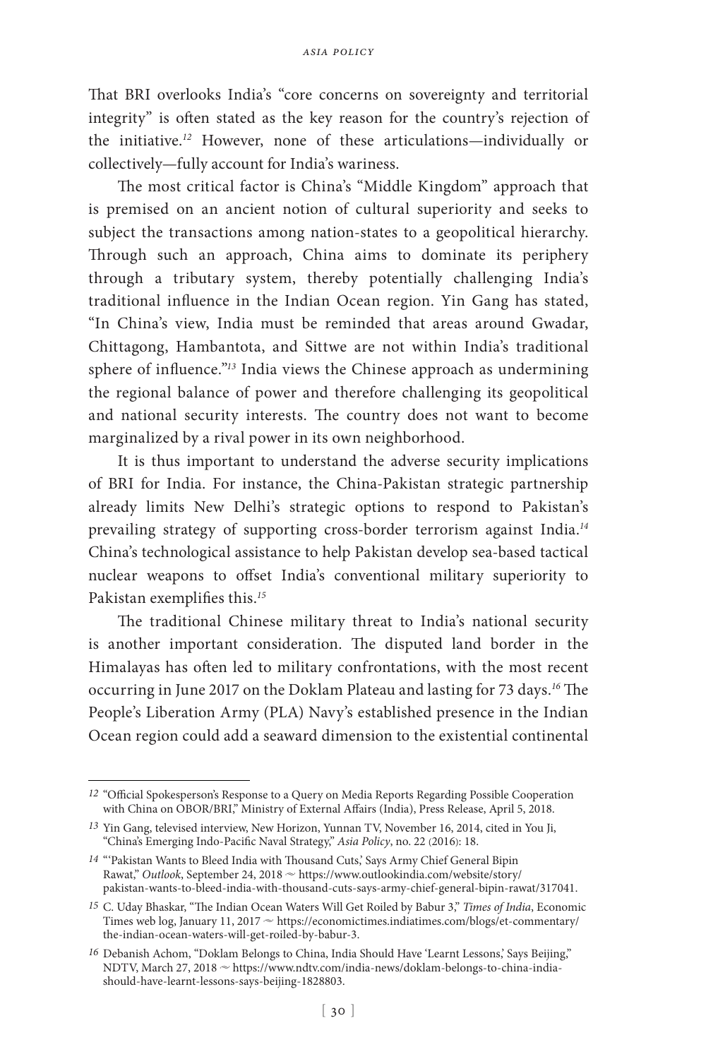That BRI overlooks India's "core concerns on sovereignty and territorial integrity" is often stated as the key reason for the country's rejection of the initiative.[12] However, none of these articulations—individually or collectively—fully account for India's wariness.

The most critical factor is China's "Middle Kingdom" approach that is premised on an ancient notion of cultural superiority and seeks to subject the transactions among nation-states to a geopolitical hierarchy. Through such an approach, China aims to dominate its periphery through a tributary system, thereby potentially challenging India's traditional influence in the Indian Ocean region. Yin Gang has stated, "In China's view, India must be reminded that areas around Gwadar, Chittagong, Hambantota, and Sittwe are not within India's traditional sphere of influence."[13] India views the Chinese approach as undermining the regional balance of power and therefore challenging its geopolitical and national security interests. The country does not want to become marginalized by a rival power in its own neighborhood.

It is thus important to understand the adverse security implications of BRI for India. For instance, the China-Pakistan strategic partnership already limits New Delhi's strategic options to respond to Pakistan's prevailing strategy of supporting cross-border terrorism against India.[14] China's technological assistance to help Pakistan develop sea-based tactical nuclear weapons to offset India's conventional military superiority to Pakistan exemplifies this.[15]

The traditional Chinese military threat to India's national security is another important consideration. The disputed land border in the Himalayas has often led to military confrontations, with the most recent occurring in June 2017 on the Doklam Plateau and lasting for 73 days.[16] The People's Liberation Army (PLA) Navy's established presence in the Indian Ocean region could add a seaward dimension to the existential continental

---

12 "Official Spokesperson's Response to a Query on Media Reports Regarding Possible Cooperation with China on OBOR/BRI," Ministry of External Affairs (India), Press Release, April 5, 2018.

13 Yin Gang, televised interview, New Horizon, Yunnan TV, November 16, 2014, cited in You Ji, "China's Emerging Indo-Pacific Naval Strategy," *Asia Policy*, no. 22 (2016): 18.

14 "'Pakistan Wants to Bleed India with Thousand Cuts,' Says Army Chief General Bipin Rawat," *Outlook*, September 24, 2018 ~ https://www.outlookindia.com/website/story/pakistan-wants-to-bleed-india-with-thousand-cuts-says-army-chief-general-bipin-rawat/317041.

15 C. Uday Bhaskar, "The Indian Ocean Waters Will Get Roiled by Babur 3," *Times of India*, Economic Times web log, January 11, 2017 ~ https://economictimes.indiatimes.com/blogs/et-commentary/the-indian-ocean-waters-will-get-roiled-by-babur-3.

16 Debanish Achom, "Doklam Belongs to China, India Should Have 'Learnt Lessons,' Says Beijing," NDTV, March 27, 2018 ~ https://www.ndtv.com/india-news/doklam-belongs-to-china-india-should-have-learnt-lessons-says-beijing-1828803.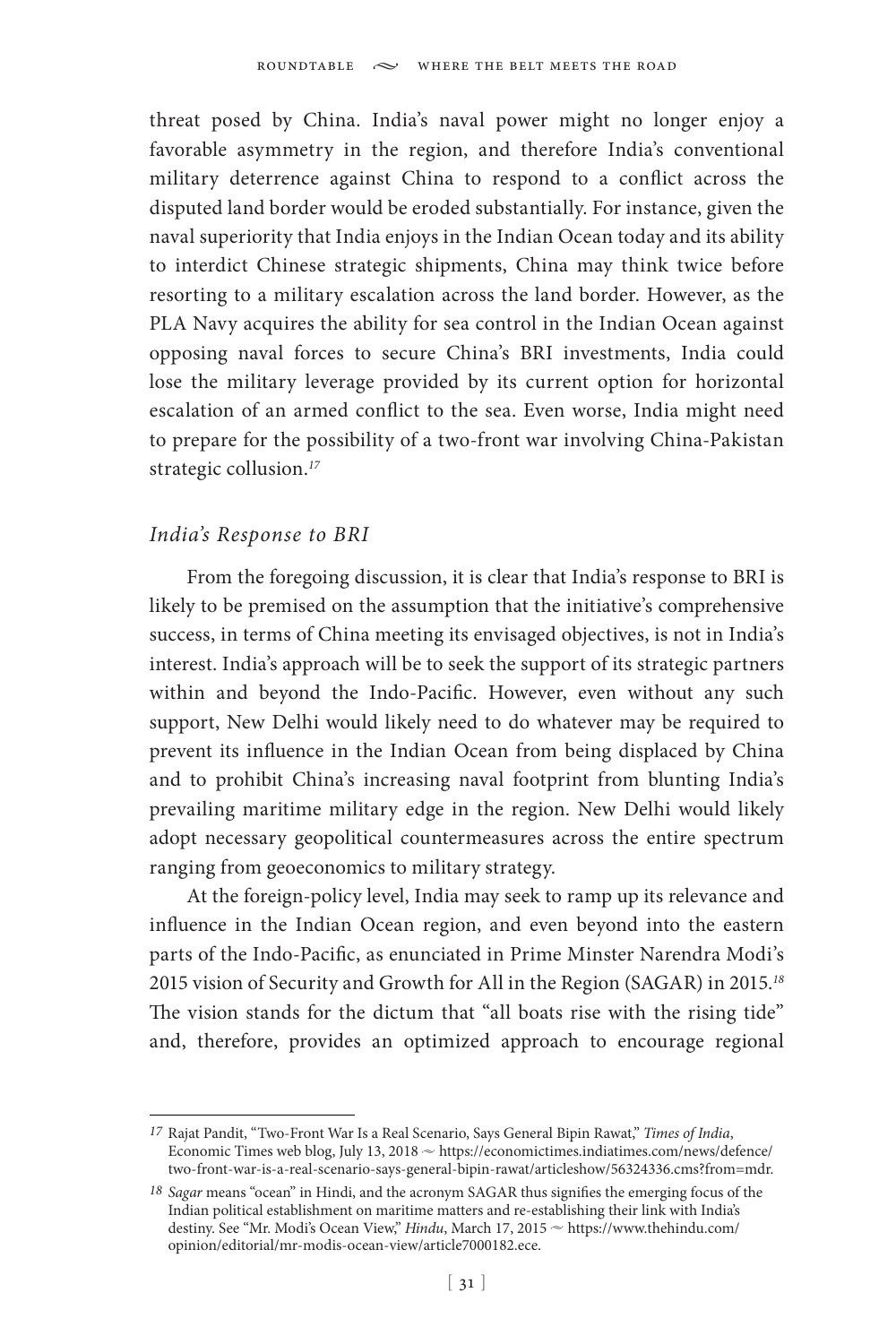threat posed by China. India's naval power might no longer enjoy a favorable asymmetry in the region, and therefore India's conventional military deterrence against China to respond to a conflict across the disputed land border would be eroded substantially. For instance, given the naval superiority that India enjoys in the Indian Ocean today and its ability to interdict Chinese strategic shipments, China may think twice before resorting to a military escalation across the land border. However, as the PLA Navy acquires the ability for sea control in the Indian Ocean against opposing naval forces to secure China's BRI investments, India could lose the military leverage provided by its current option for horizontal escalation of an armed conflict to the sea. Even worse, India might need to prepare for the possibility of a two-front war involving China-Pakistan strategic collusion.[17]

### *India's Response to BRI*

From the foregoing discussion, it is clear that India's response to BRI is likely to be premised on the assumption that the initiative's comprehensive success, in terms of China meeting its envisaged objectives, is not in India's interest. India's approach will be to seek the support of its strategic partners within and beyond the Indo-Pacific. However, even without any such support, New Delhi would likely need to do whatever may be required to prevent its influence in the Indian Ocean from being displaced by China and to prohibit China's increasing naval footprint from blunting India's prevailing maritime military edge in the region. New Delhi would likely adopt necessary geopolitical countermeasures across the entire spectrum ranging from geoeconomics to military strategy.

At the foreign-policy level, India may seek to ramp up its relevance and influence in the Indian Ocean region, and even beyond into the eastern parts of the Indo-Pacific, as enunciated in Prime Minster Narendra Modi's 2015 vision of Security and Growth for All in the Region (SAGAR) in 2015.[18] The vision stands for the dictum that "all boats rise with the rising tide" and, therefore, provides an optimized approach to encourage regional

---

[17] Rajat Pandit, "Two-Front War Is a Real Scenario, Says General Bipin Rawat," *Times of India*, Economic Times web blog, July 13, 2018 ~ https://economictimes.indiatimes.com/news/defence/two-front-war-is-a-real-scenario-says-general-bipin-rawat/articleshow/56324336.cms?from=mdr.

[18] *Sagar* means "ocean" in Hindi, and the acronym SAGAR thus signifies the emerging focus of the Indian political establishment on maritime matters and re-establishing their link with India's destiny. See "Mr. Modi's Ocean View," *Hindu*, March 17, 2015 ~ https://www.thehindu.com/opinion/editorial/mr-modis-ocean-view/article7000182.ece.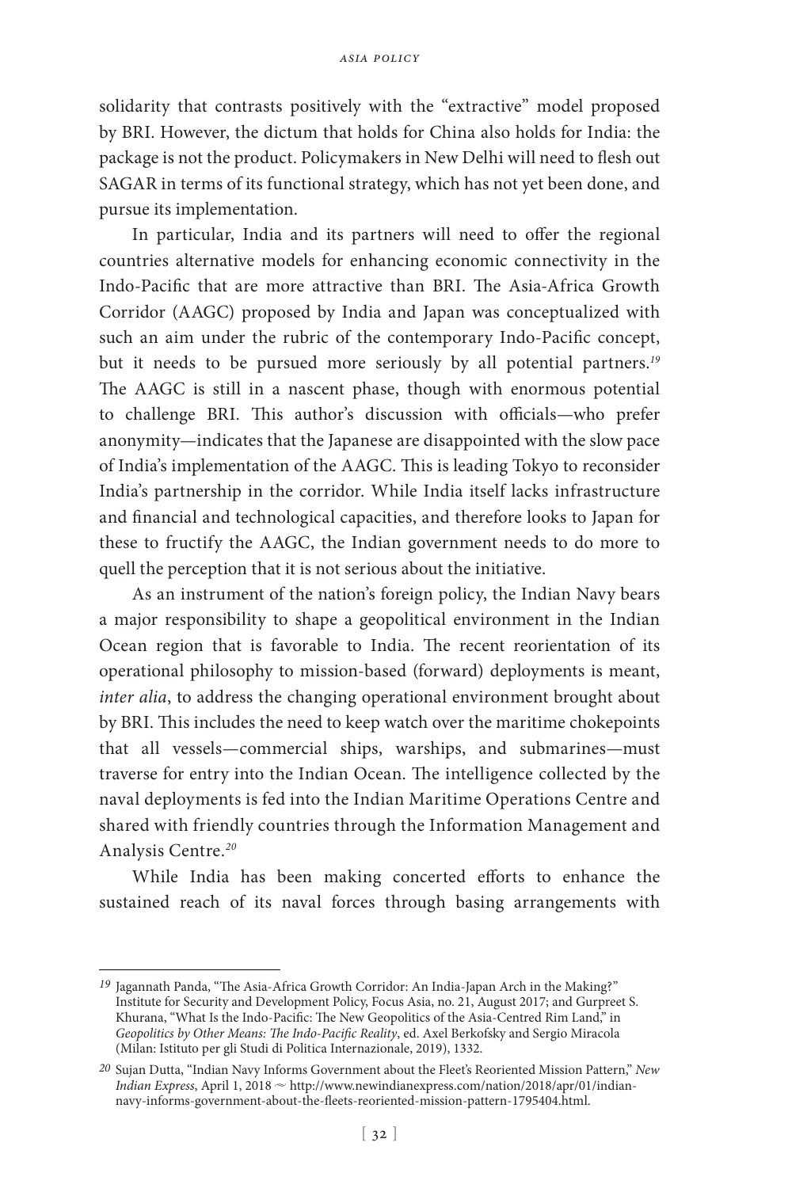solidarity that contrasts positively with the "extractive" model proposed by BRI. However, the dictum that holds for China also holds for India: the package is not the product. Policymakers in New Delhi will need to flesh out SAGAR in terms of its functional strategy, which has not yet been done, and pursue its implementation.

In particular, India and its partners will need to offer the regional countries alternative models for enhancing economic connectivity in the Indo-Pacific that are more attractive than BRI. The Asia-Africa Growth Corridor (AAGC) proposed by India and Japan was conceptualized with such an aim under the rubric of the contemporary Indo-Pacific concept, but it needs to be pursued more seriously by all potential partners.[19] The AAGC is still in a nascent phase, though with enormous potential to challenge BRI. This author's discussion with officials—who prefer anonymity—indicates that the Japanese are disappointed with the slow pace of India's implementation of the AAGC. This is leading Tokyo to reconsider India's partnership in the corridor. While India itself lacks infrastructure and financial and technological capacities, and therefore looks to Japan for these to fructify the AAGC, the Indian government needs to do more to quell the perception that it is not serious about the initiative.

As an instrument of the nation's foreign policy, the Indian Navy bears a major responsibility to shape a geopolitical environment in the Indian Ocean region that is favorable to India. The recent reorientation of its operational philosophy to mission-based (forward) deployments is meant, *inter alia*, to address the changing operational environment brought about by BRI. This includes the need to keep watch over the maritime chokepoints that all vessels—commercial ships, warships, and submarines—must traverse for entry into the Indian Ocean. The intelligence collected by the naval deployments is fed into the Indian Maritime Operations Centre and shared with friendly countries through the Information Management and Analysis Centre.[20]

While India has been making concerted efforts to enhance the sustained reach of its naval forces through basing arrangements with

---

19 Jagannath Panda, "The Asia-Africa Growth Corridor: An India-Japan Arch in the Making?" Institute for Security and Development Policy, Focus Asia, no. 21, August 2017; and Gurpreet S. Khurana, "What Is the Indo-Pacific: The New Geopolitics of the Asia-Centred Rim Land," in *Geopolitics by Other Means: The Indo-Pacific Reality*, ed. Axel Berkofsky and Sergio Miracola (Milan: Istituto per gli Studi di Politica Internazionale, 2019), 1332.

20 Sujan Dutta, "Indian Navy Informs Government about the Fleet's Reoriented Mission Pattern," *New Indian Express*, April 1, 2018 ~ http://www.newindianexpress.com/nation/2018/apr/01/indian-navy-informs-government-about-the-fleets-reoriented-mission-pattern-1795404.html.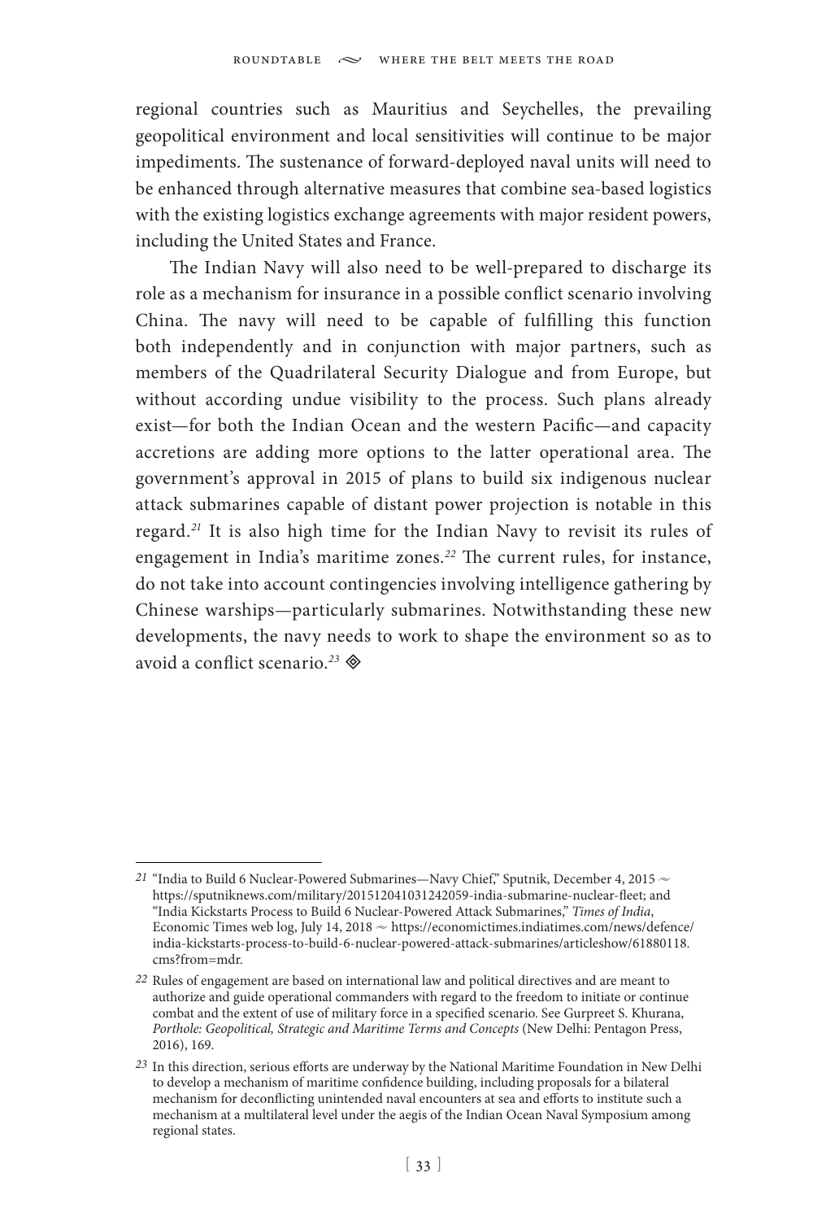regional countries such as Mauritius and Seychelles, the prevailing geopolitical environment and local sensitivities will continue to be major impediments. The sustenance of forward-deployed naval units will need to be enhanced through alternative measures that combine sea-based logistics with the existing logistics exchange agreements with major resident powers, including the United States and France.

The Indian Navy will also need to be well-prepared to discharge its role as a mechanism for insurance in a possible conflict scenario involving China. The navy will need to be capable of fulfilling this function both independently and in conjunction with major partners, such as members of the Quadrilateral Security Dialogue and from Europe, but without according undue visibility to the process. Such plans already exist—for both the Indian Ocean and the western Pacific—and capacity accretions are adding more options to the latter operational area. The government's approval in 2015 of plans to build six indigenous nuclear attack submarines capable of distant power projection is notable in this regard.[21] It is also high time for the Indian Navy to revisit its rules of engagement in India's maritime zones.[22] The current rules, for instance, do not take into account contingencies involving intelligence gathering by Chinese warships—particularly submarines. Notwithstanding these new developments, the navy needs to work to shape the environment so as to avoid a conflict scenario.[23] ◈

---

21 "India to Build 6 Nuclear-Powered Submarines—Navy Chief," Sputnik, December 4, 2015 ~ https://sputniknews.com/military/201512041031242059-india-submarine-nuclear-fleet; and "India Kickstarts Process to Build 6 Nuclear-Powered Attack Submarines," *Times of India*, Economic Times web log, July 14, 2018 ~ https://economictimes.indiatimes.com/news/defence/india-kickstarts-process-to-build-6-nuclear-powered-attack-submarines/articleshow/61880118.cms?from=mdr.

22 Rules of engagement are based on international law and political directives and are meant to authorize and guide operational commanders with regard to the freedom to initiate or continue combat and the extent of use of military force in a specified scenario. See Gurpreet S. Khurana, *Porthole: Geopolitical, Strategic and Maritime Terms and Concepts* (New Delhi: Pentagon Press, 2016), 169.

23 In this direction, serious efforts are underway by the National Maritime Foundation in New Delhi to develop a mechanism of maritime confidence building, including proposals for a bilateral mechanism for deconflicting unintended naval encounters at sea and efforts to institute such a mechanism at a multilateral level under the aegis of the Indian Ocean Naval Symposium among regional states.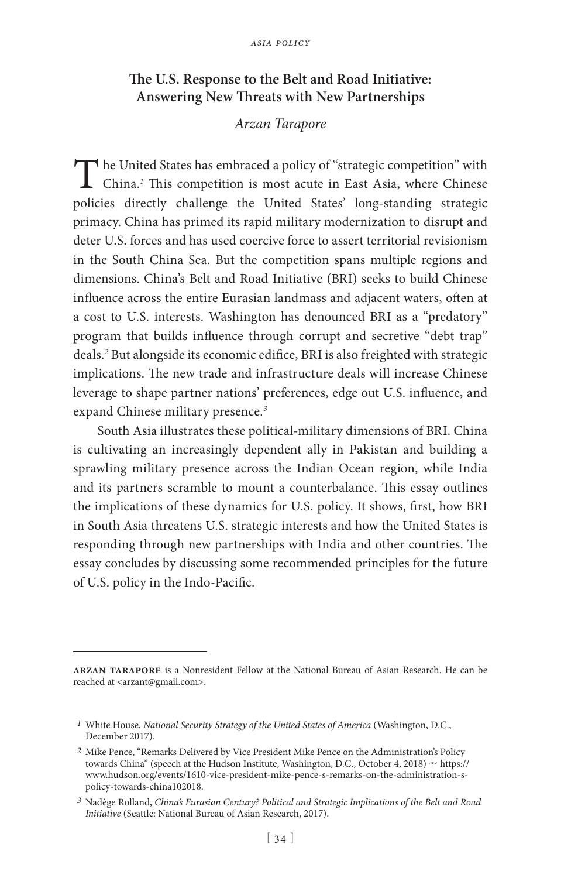## The U.S. Response to the Belt and Road Initiative: Answering New Threats with New Partnerships

*Arzan Tarapore*

The United States has embraced a policy of "strategic competition" with China.[1] This competition is most acute in East Asia, where Chinese policies directly challenge the United States' long-standing strategic primacy. China has primed its rapid military modernization to disrupt and deter U.S. forces and has used coercive force to assert territorial revisionism in the South China Sea. But the competition spans multiple regions and dimensions. China's Belt and Road Initiative (BRI) seeks to build Chinese influence across the entire Eurasian landmass and adjacent waters, often at a cost to U.S. interests. Washington has denounced BRI as a "predatory" program that builds influence through corrupt and secretive "debt trap" deals.[2] But alongside its economic edifice, BRI is also freighted with strategic implications. The new trade and infrastructure deals will increase Chinese leverage to shape partner nations' preferences, edge out U.S. influence, and expand Chinese military presence.[3]

South Asia illustrates these political-military dimensions of BRI. China is cultivating an increasingly dependent ally in Pakistan and building a sprawling military presence across the Indian Ocean region, while India and its partners scramble to mount a counterbalance. This essay outlines the implications of these dynamics for U.S. policy. It shows, first, how BRI in South Asia threatens U.S. strategic interests and how the United States is responding through new partnerships with India and other countries. The essay concludes by discussing some recommended principles for the future of U.S. policy in the Indo-Pacific.

---

**Arzan Tarapore** is a Nonresident Fellow at the National Bureau of Asian Research. He can be reached at <arzant@gmail.com>.

[1] White House, *National Security Strategy of the United States of America* (Washington, D.C., December 2017).

[2] Mike Pence, "Remarks Delivered by Vice President Mike Pence on the Administration's Policy towards China" (speech at the Hudson Institute, Washington, D.C., October 4, 2018) ~ https://www.hudson.org/events/1610-vice-president-mike-pence-s-remarks-on-the-administration-s-policy-towards-china102018.

[3] Nadège Rolland, *China's Eurasian Century? Political and Strategic Implications of the Belt and Road Initiative* (Seattle: National Bureau of Asian Research, 2017).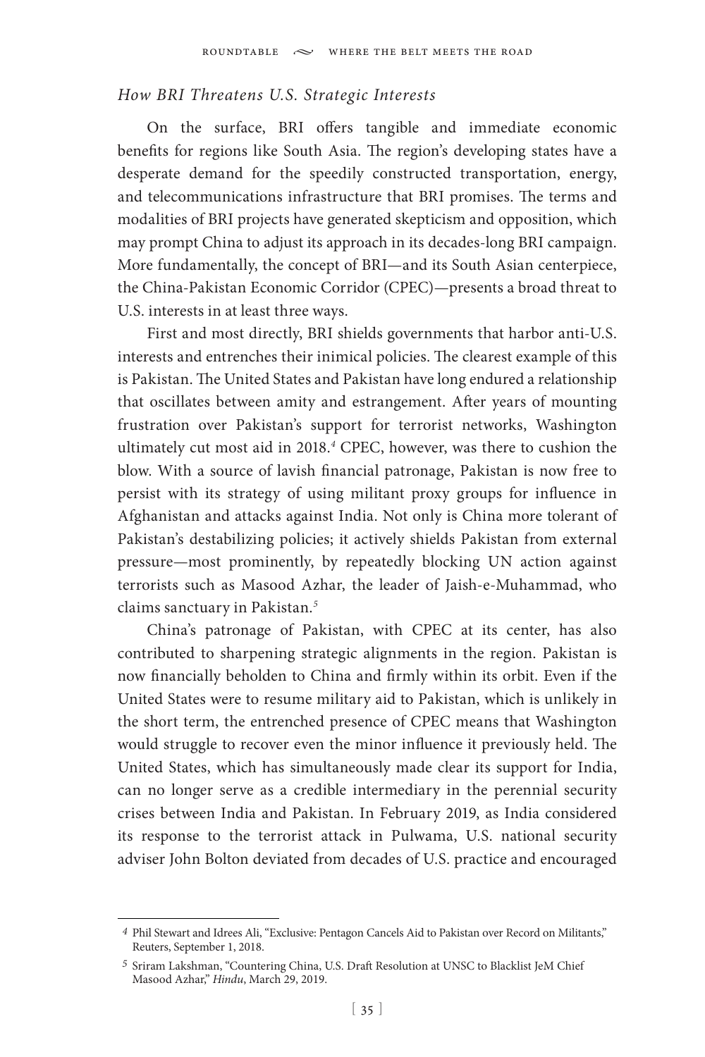### *How BRI Threatens U.S. Strategic Interests*

On the surface, BRI offers tangible and immediate economic benefits for regions like South Asia. The region's developing states have a desperate demand for the speedily constructed transportation, energy, and telecommunications infrastructure that BRI promises. The terms and modalities of BRI projects have generated skepticism and opposition, which may prompt China to adjust its approach in its decades-long BRI campaign. More fundamentally, the concept of BRI—and its South Asian centerpiece, the China-Pakistan Economic Corridor (CPEC)—presents a broad threat to U.S. interests in at least three ways.

First and most directly, BRI shields governments that harbor anti-U.S. interests and entrenches their inimical policies. The clearest example of this is Pakistan. The United States and Pakistan have long endured a relationship that oscillates between amity and estrangement. After years of mounting frustration over Pakistan's support for terrorist networks, Washington ultimately cut most aid in 2018.[4] CPEC, however, was there to cushion the blow. With a source of lavish financial patronage, Pakistan is now free to persist with its strategy of using militant proxy groups for influence in Afghanistan and attacks against India. Not only is China more tolerant of Pakistan's destabilizing policies; it actively shields Pakistan from external pressure—most prominently, by repeatedly blocking UN action against terrorists such as Masood Azhar, the leader of Jaish-e-Muhammad, who claims sanctuary in Pakistan.[5]

China's patronage of Pakistan, with CPEC at its center, has also contributed to sharpening strategic alignments in the region. Pakistan is now financially beholden to China and firmly within its orbit. Even if the United States were to resume military aid to Pakistan, which is unlikely in the short term, the entrenched presence of CPEC means that Washington would struggle to recover even the minor influence it previously held. The United States, which has simultaneously made clear its support for India, can no longer serve as a credible intermediary in the perennial security crises between India and Pakistan. In February 2019, as India considered its response to the terrorist attack in Pulwama, U.S. national security adviser John Bolton deviated from decades of U.S. practice and encouraged

---

4 Phil Stewart and Idrees Ali, "Exclusive: Pentagon Cancels Aid to Pakistan over Record on Militants," Reuters, September 1, 2018.

5 Sriram Lakshman, "Countering China, U.S. Draft Resolution at UNSC to Blacklist JeM Chief Masood Azhar," *Hindu*, March 29, 2019.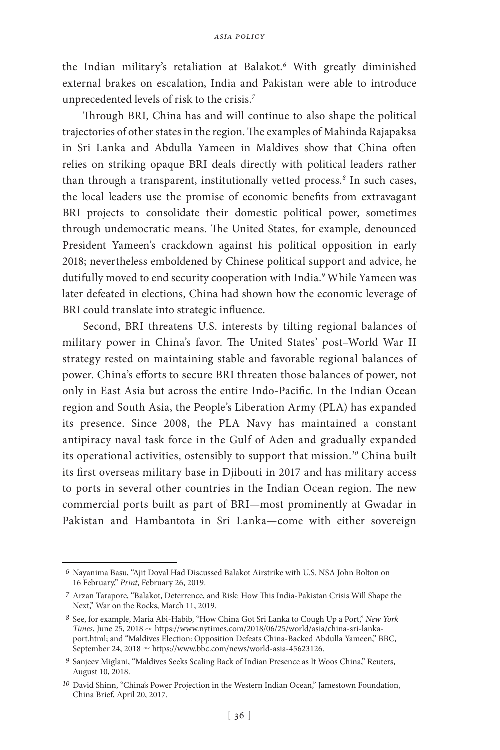the Indian military's retaliation at Balakot.[6] With greatly diminished external brakes on escalation, India and Pakistan were able to introduce unprecedented levels of risk to the crisis.[7]

Through BRI, China has and will continue to also shape the political trajectories of other states in the region. The examples of Mahinda Rajapaksa in Sri Lanka and Abdulla Yameen in Maldives show that China often relies on striking opaque BRI deals directly with political leaders rather than through a transparent, institutionally vetted process.[8] In such cases, the local leaders use the promise of economic benefits from extravagant BRI projects to consolidate their domestic political power, sometimes through undemocratic means. The United States, for example, denounced President Yameen's crackdown against his political opposition in early 2018; nevertheless emboldened by Chinese political support and advice, he dutifully moved to end security cooperation with India.[9] While Yameen was later defeated in elections, China had shown how the economic leverage of BRI could translate into strategic influence.

Second, BRI threatens U.S. interests by tilting regional balances of military power in China's favor. The United States' post–World War II strategy rested on maintaining stable and favorable regional balances of power. China's efforts to secure BRI threaten those balances of power, not only in East Asia but across the entire Indo-Pacific. In the Indian Ocean region and South Asia, the People's Liberation Army (PLA) has expanded its presence. Since 2008, the PLA Navy has maintained a constant antipiracy naval task force in the Gulf of Aden and gradually expanded its operational activities, ostensibly to support that mission.[10] China built its first overseas military base in Djibouti in 2017 and has military access to ports in several other countries in the Indian Ocean region. The new commercial ports built as part of BRI—most prominently at Gwadar in Pakistan and Hambantota in Sri Lanka—come with either sovereign

---

6 Nayanima Basu, "Ajit Doval Had Discussed Balakot Airstrike with U.S. NSA John Bolton on 16 February," *Print*, February 26, 2019.

7 Arzan Tarapore, "Balakot, Deterrence, and Risk: How This India-Pakistan Crisis Will Shape the Next," War on the Rocks, March 11, 2019.

8 See, for example, Maria Abi-Habib, "How China Got Sri Lanka to Cough Up a Port," *New York Times*, June 25, 2018 ~ https://www.nytimes.com/2018/06/25/world/asia/china-sri-lanka-port.html; and "Maldives Election: Opposition Defeats China-Backed Abdulla Yameen," BBC, September 24, 2018 ~ https://www.bbc.com/news/world-asia-45623126.

9 Sanjeev Miglani, "Maldives Seeks Scaling Back of Indian Presence as It Woos China," Reuters, August 10, 2018.

10 David Shinn, "China's Power Projection in the Western Indian Ocean," Jamestown Foundation, China Brief, April 20, 2017.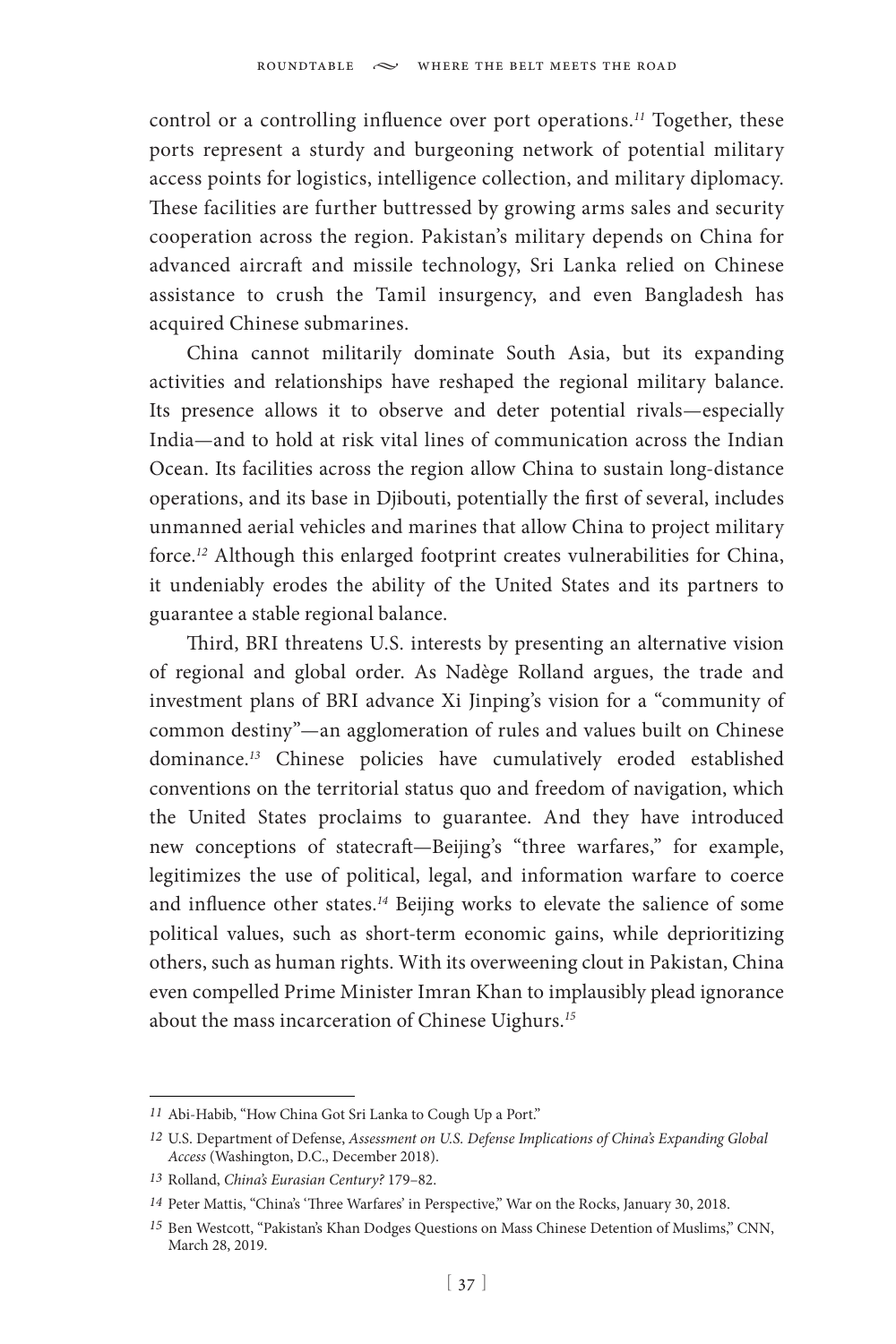control or a controlling influence over port operations.[11] Together, these ports represent a sturdy and burgeoning network of potential military access points for logistics, intelligence collection, and military diplomacy. These facilities are further buttressed by growing arms sales and security cooperation across the region. Pakistan's military depends on China for advanced aircraft and missile technology, Sri Lanka relied on Chinese assistance to crush the Tamil insurgency, and even Bangladesh has acquired Chinese submarines.

China cannot militarily dominate South Asia, but its expanding activities and relationships have reshaped the regional military balance. Its presence allows it to observe and deter potential rivals—especially India—and to hold at risk vital lines of communication across the Indian Ocean. Its facilities across the region allow China to sustain long-distance operations, and its base in Djibouti, potentially the first of several, includes unmanned aerial vehicles and marines that allow China to project military force.[12] Although this enlarged footprint creates vulnerabilities for China, it undeniably erodes the ability of the United States and its partners to guarantee a stable regional balance.

Third, BRI threatens U.S. interests by presenting an alternative vision of regional and global order. As Nadège Rolland argues, the trade and investment plans of BRI advance Xi Jinping's vision for a "community of common destiny"—an agglomeration of rules and values built on Chinese dominance.[13] Chinese policies have cumulatively eroded established conventions on the territorial status quo and freedom of navigation, which the United States proclaims to guarantee. And they have introduced new conceptions of statecraft—Beijing's "three warfares," for example, legitimizes the use of political, legal, and information warfare to coerce and influence other states.[14] Beijing works to elevate the salience of some political values, such as short-term economic gains, while deprioritizing others, such as human rights. With its overweening clout in Pakistan, China even compelled Prime Minister Imran Khan to implausibly plead ignorance about the mass incarceration of Chinese Uighurs.[15]

---

11 Abi-Habib, "How China Got Sri Lanka to Cough Up a Port."

12 U.S. Department of Defense, *Assessment on U.S. Defense Implications of China's Expanding Global Access* (Washington, D.C., December 2018).

13 Rolland, *China's Eurasian Century?* 179–82.

14 Peter Mattis, "China's 'Three Warfares' in Perspective," War on the Rocks, January 30, 2018.

15 Ben Westcott, "Pakistan's Khan Dodges Questions on Mass Chinese Detention of Muslims," CNN, March 28, 2019.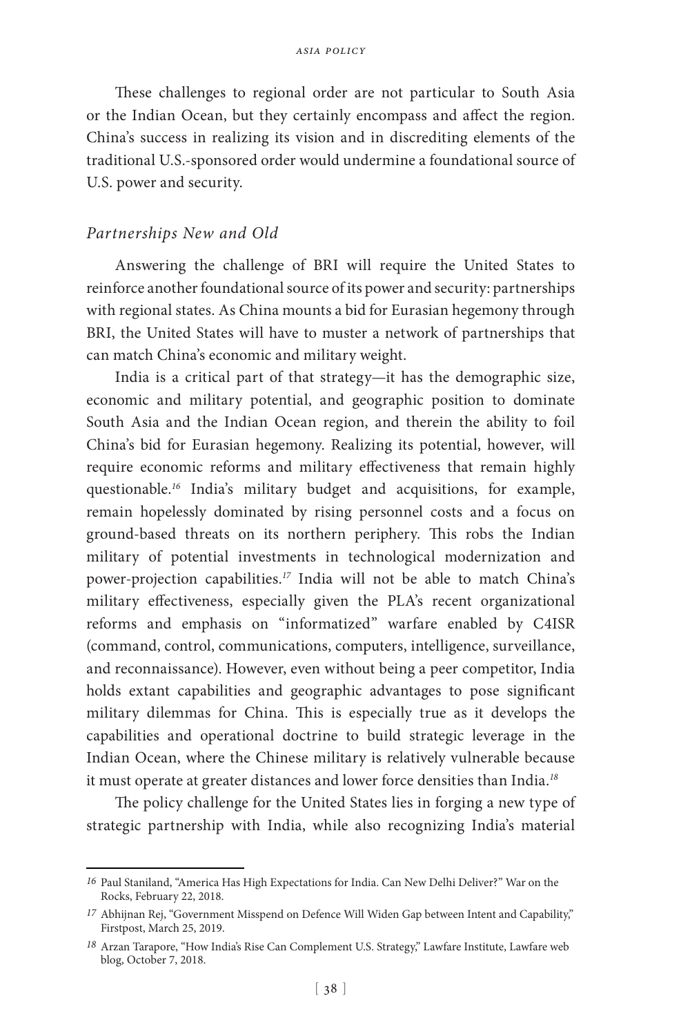These challenges to regional order are not particular to South Asia or the Indian Ocean, but they certainly encompass and affect the region. China's success in realizing its vision and in discrediting elements of the traditional U.S.-sponsored order would undermine a foundational source of U.S. power and security.

### *Partnerships New and Old*

Answering the challenge of BRI will require the United States to reinforce another foundational source of its power and security: partnerships with regional states. As China mounts a bid for Eurasian hegemony through BRI, the United States will have to muster a network of partnerships that can match China's economic and military weight.

India is a critical part of that strategy—it has the demographic size, economic and military potential, and geographic position to dominate South Asia and the Indian Ocean region, and therein the ability to foil China's bid for Eurasian hegemony. Realizing its potential, however, will require economic reforms and military effectiveness that remain highly questionable.[16] India's military budget and acquisitions, for example, remain hopelessly dominated by rising personnel costs and a focus on ground-based threats on its northern periphery. This robs the Indian military of potential investments in technological modernization and power-projection capabilities.[17] India will not be able to match China's military effectiveness, especially given the PLA's recent organizational reforms and emphasis on "informatized" warfare enabled by C4ISR (command, control, communications, computers, intelligence, surveillance, and reconnaissance). However, even without being a peer competitor, India holds extant capabilities and geographic advantages to pose significant military dilemmas for China. This is especially true as it develops the capabilities and operational doctrine to build strategic leverage in the Indian Ocean, where the Chinese military is relatively vulnerable because it must operate at greater distances and lower force densities than India.[18]

The policy challenge for the United States lies in forging a new type of strategic partnership with India, while also recognizing India's material

---

16 Paul Staniland, "America Has High Expectations for India. Can New Delhi Deliver?" War on the Rocks, February 22, 2018.

17 Abhijnan Rej, "Government Misspend on Defence Will Widen Gap between Intent and Capability," Firstpost, March 25, 2019.

18 Arzan Tarapore, "How India's Rise Can Complement U.S. Strategy," Lawfare Institute, Lawfare web blog, October 7, 2018.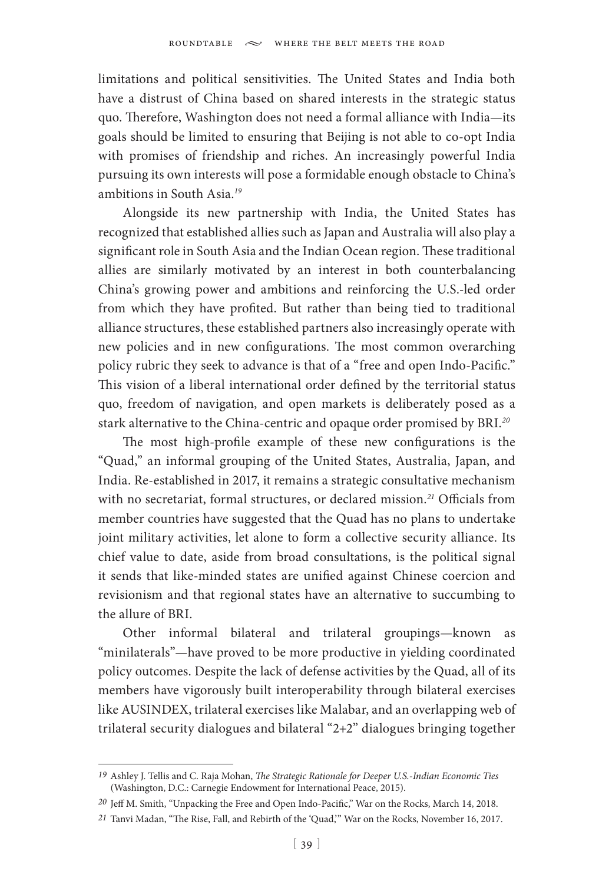limitations and political sensitivities. The United States and India both have a distrust of China based on shared interests in the strategic status quo. Therefore, Washington does not need a formal alliance with India—its goals should be limited to ensuring that Beijing is not able to co-opt India with promises of friendship and riches. An increasingly powerful India pursuing its own interests will pose a formidable enough obstacle to China's ambitions in South Asia.[19]

Alongside its new partnership with India, the United States has recognized that established allies such as Japan and Australia will also play a significant role in South Asia and the Indian Ocean region. These traditional allies are similarly motivated by an interest in both counterbalancing China's growing power and ambitions and reinforcing the U.S.-led order from which they have profited. But rather than being tied to traditional alliance structures, these established partners also increasingly operate with new policies and in new configurations. The most common overarching policy rubric they seek to advance is that of a "free and open Indo-Pacific." This vision of a liberal international order defined by the territorial status quo, freedom of navigation, and open markets is deliberately posed as a stark alternative to the China-centric and opaque order promised by BRI.[20]

The most high-profile example of these new configurations is the "Quad," an informal grouping of the United States, Australia, Japan, and India. Re-established in 2017, it remains a strategic consultative mechanism with no secretariat, formal structures, or declared mission.[21] Officials from member countries have suggested that the Quad has no plans to undertake joint military activities, let alone to form a collective security alliance. Its chief value to date, aside from broad consultations, is the political signal it sends that like-minded states are unified against Chinese coercion and revisionism and that regional states have an alternative to succumbing to the allure of BRI.

Other informal bilateral and trilateral groupings—known as "minilaterals"—have proved to be more productive in yielding coordinated policy outcomes. Despite the lack of defense activities by the Quad, all of its members have vigorously built interoperability through bilateral exercises like AUSINDEX, trilateral exercises like Malabar, and an overlapping web of trilateral security dialogues and bilateral "2+2" dialogues bringing together

---

19 Ashley J. Tellis and C. Raja Mohan, *The Strategic Rationale for Deeper U.S.-Indian Economic Ties* (Washington, D.C.: Carnegie Endowment for International Peace, 2015).

20 Jeff M. Smith, "Unpacking the Free and Open Indo-Pacific," War on the Rocks, March 14, 2018.

21 Tanvi Madan, "The Rise, Fall, and Rebirth of the 'Quad,'" War on the Rocks, November 16, 2017.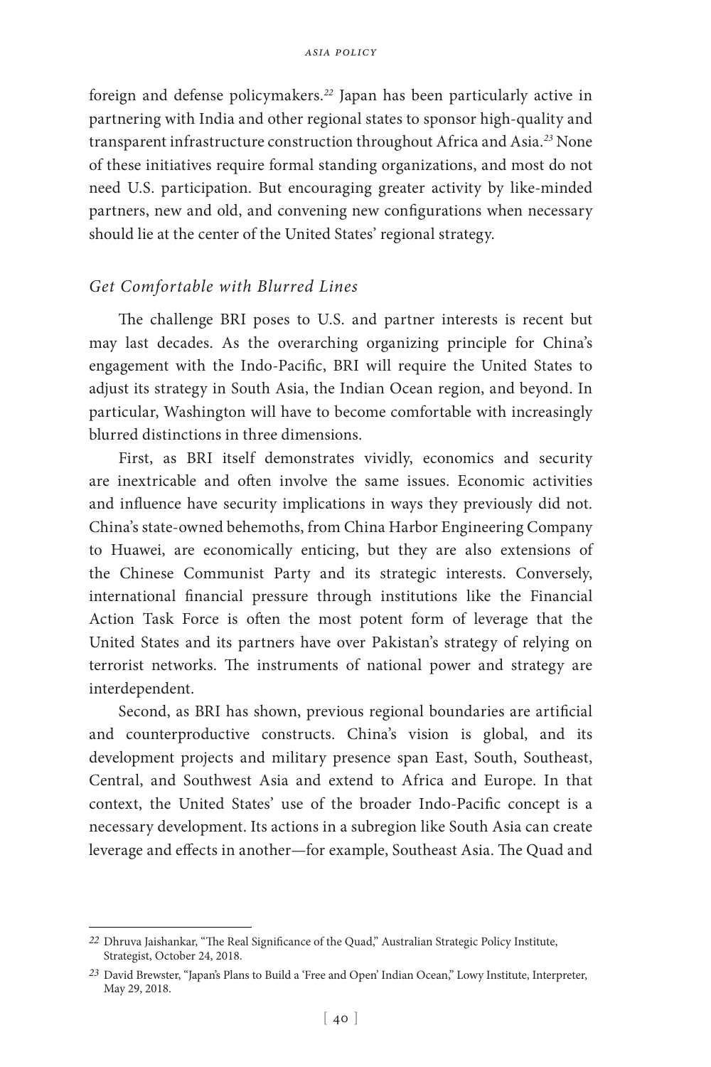foreign and defense policymakers.[22] Japan has been particularly active in partnering with India and other regional states to sponsor high-quality and transparent infrastructure construction throughout Africa and Asia.[23] None of these initiatives require formal standing organizations, and most do not need U.S. participation. But encouraging greater activity by like-minded partners, new and old, and convening new configurations when necessary should lie at the center of the United States' regional strategy.

### *Get Comfortable with Blurred Lines*

The challenge BRI poses to U.S. and partner interests is recent but may last decades. As the overarching organizing principle for China's engagement with the Indo-Pacific, BRI will require the United States to adjust its strategy in South Asia, the Indian Ocean region, and beyond. In particular, Washington will have to become comfortable with increasingly blurred distinctions in three dimensions.

First, as BRI itself demonstrates vividly, economics and security are inextricable and often involve the same issues. Economic activities and influence have security implications in ways they previously did not. China's state-owned behemoths, from China Harbor Engineering Company to Huawei, are economically enticing, but they are also extensions of the Chinese Communist Party and its strategic interests. Conversely, international financial pressure through institutions like the Financial Action Task Force is often the most potent form of leverage that the United States and its partners have over Pakistan's strategy of relying on terrorist networks. The instruments of national power and strategy are interdependent.

Second, as BRI has shown, previous regional boundaries are artificial and counterproductive constructs. China's vision is global, and its development projects and military presence span East, South, Southeast, Central, and Southwest Asia and extend to Africa and Europe. In that context, the United States' use of the broader Indo-Pacific concept is a necessary development. Its actions in a subregion like South Asia can create leverage and effects in another—for example, Southeast Asia. The Quad and

---

22 Dhruva Jaishankar, "The Real Significance of the Quad," Australian Strategic Policy Institute, Strategist, October 24, 2018.

23 David Brewster, "Japan's Plans to Build a 'Free and Open' Indian Ocean," Lowy Institute, Interpreter, May 29, 2018.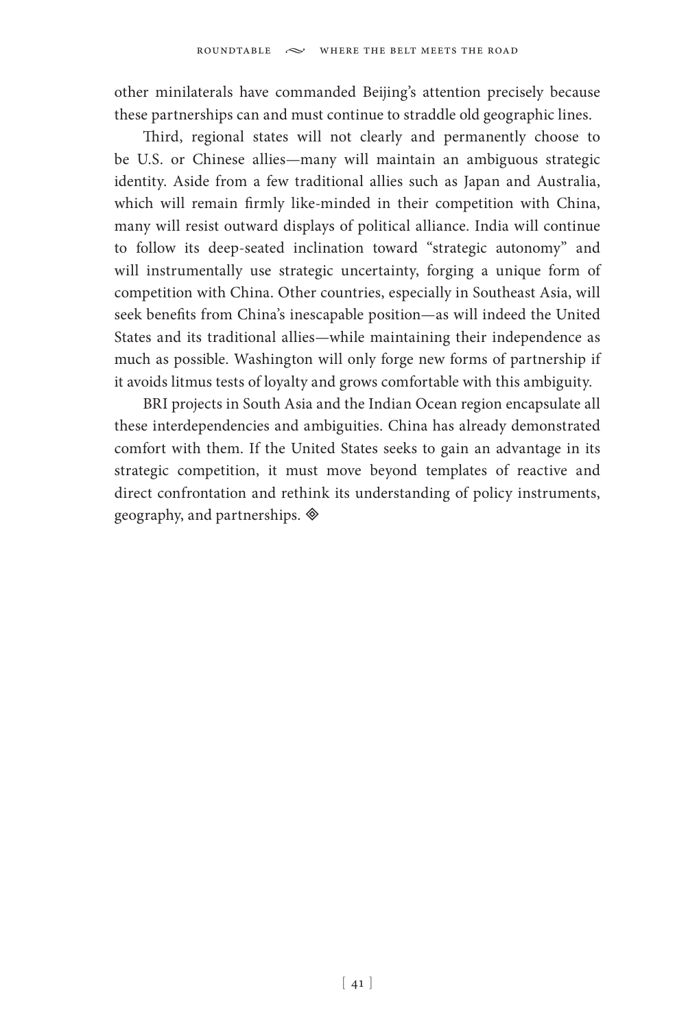other minilaterals have commanded Beijing's attention precisely because these partnerships can and must continue to straddle old geographic lines.

Third, regional states will not clearly and permanently choose to be U.S. or Chinese allies—many will maintain an ambiguous strategic identity. Aside from a few traditional allies such as Japan and Australia, which will remain firmly like-minded in their competition with China, many will resist outward displays of political alliance. India will continue to follow its deep-seated inclination toward "strategic autonomy" and will instrumentally use strategic uncertainty, forging a unique form of competition with China. Other countries, especially in Southeast Asia, will seek benefits from China's inescapable position—as will indeed the United States and its traditional allies—while maintaining their independence as much as possible. Washington will only forge new forms of partnership if it avoids litmus tests of loyalty and grows comfortable with this ambiguity.

BRI projects in South Asia and the Indian Ocean region encapsulate all these interdependencies and ambiguities. China has already demonstrated comfort with them. If the United States seeks to gain an advantage in its strategic competition, it must move beyond templates of reactive and direct confrontation and rethink its understanding of policy instruments, geography, and partnerships. ◈